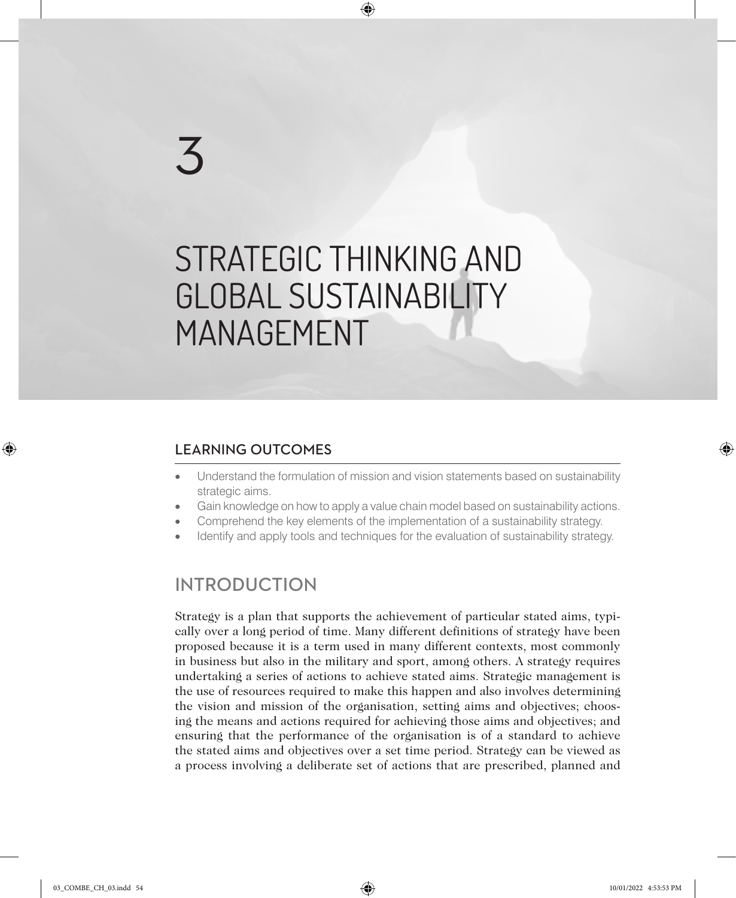# 3

# STRATEGIC THINKING AND GLOBAL SUSTAINABILITY MANAGEMENT

## LEARNING OUTCOMES

- Understand the formulation of mission and vision statements based on sustainability strategic aims.
- Gain knowledge on how to apply a value chain model based on sustainability actions.
- Comprehend the key elements of the implementation of a sustainability strategy.
- Identify and apply tools and techniques for the evaluation of sustainability strategy.

## INTRODUCTION

Strategy is a plan that supports the achievement of particular stated aims, typically over a long period of time. Many different definitions of strategy have been proposed because it is a term used in many different contexts, most commonly in business but also in the military and sport, among others. A strategy requires undertaking a series of actions to achieve stated aims. Strategic management is the use of resources required to make this happen and also involves determining the vision and mission of the organisation, setting aims and objectives; choosing the means and actions required for achieving those aims and objectives; and ensuring that the performance of the organisation is of a standard to achieve the stated aims and objectives over a set time period. Strategy can be viewed as a process involving a deliberate set of actions that are prescribed, planned and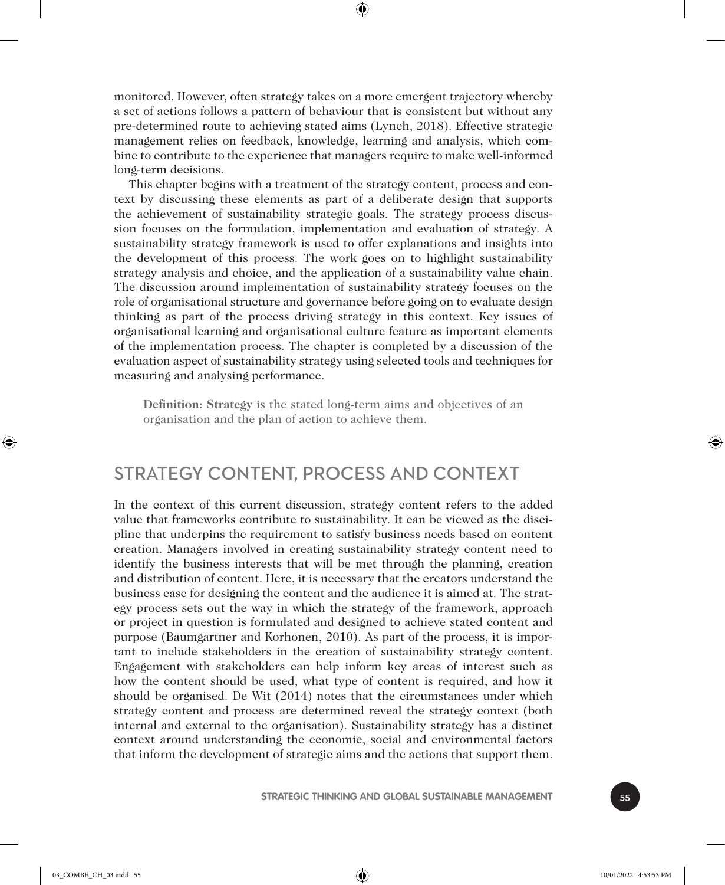monitored. However, often strategy takes on a more emergent trajectory whereby a set of actions follows a pattern of behaviour that is consistent but without any pre-determined route to achieving stated aims (Lynch, 2018). Effective strategic management relies on feedback, knowledge, learning and analysis, which combine to contribute to the experience that managers require to make well-informed long-term decisions.

This chapter begins with a treatment of the strategy content, process and context by discussing these elements as part of a deliberate design that supports the achievement of sustainability strategic goals. The strategy process discussion focuses on the formulation, implementation and evaluation of strategy. A sustainability strategy framework is used to offer explanations and insights into the development of this process. The work goes on to highlight sustainability strategy analysis and choice, and the application of a sustainability value chain. The discussion around implementation of sustainability strategy focuses on the role of organisational structure and governance before going on to evaluate design thinking as part of the process driving strategy in this context. Key issues of organisational learning and organisational culture feature as important elements of the implementation process. The chapter is completed by a discussion of the evaluation aspect of sustainability strategy using selected tools and techniques for measuring and analysing performance.

> **Definition: Strategy** is the stated long-term aims and objectives of an organisation and the plan of action to achieve them.

## STRATEGY CONTENT, PROCESS AND CONTEXT

In the context of this current discussion, strategy content refers to the added value that frameworks contribute to sustainability. It can be viewed as the discipline that underpins the requirement to satisfy business needs based on content creation. Managers involved in creating sustainability strategy content need to identify the business interests that will be met through the planning, creation and distribution of content. Here, it is necessary that the creators understand the business case for designing the content and the audience it is aimed at. The strategy process sets out the way in which the strategy of the framework, approach or project in question is formulated and designed to achieve stated content and purpose (Baumgartner and Korhonen, 2010). As part of the process, it is important to include stakeholders in the creation of sustainability strategy content. Engagement with stakeholders can help inform key areas of interest such as how the content should be used, what type of content is required, and how it should be organised. De Wit (2014) notes that the circumstances under which strategy content and process are determined reveal the strategy context (both internal and external to the organisation). Sustainability strategy has a distinct context around understanding the economic, social and environmental factors that inform the development of strategic aims and the actions that support them.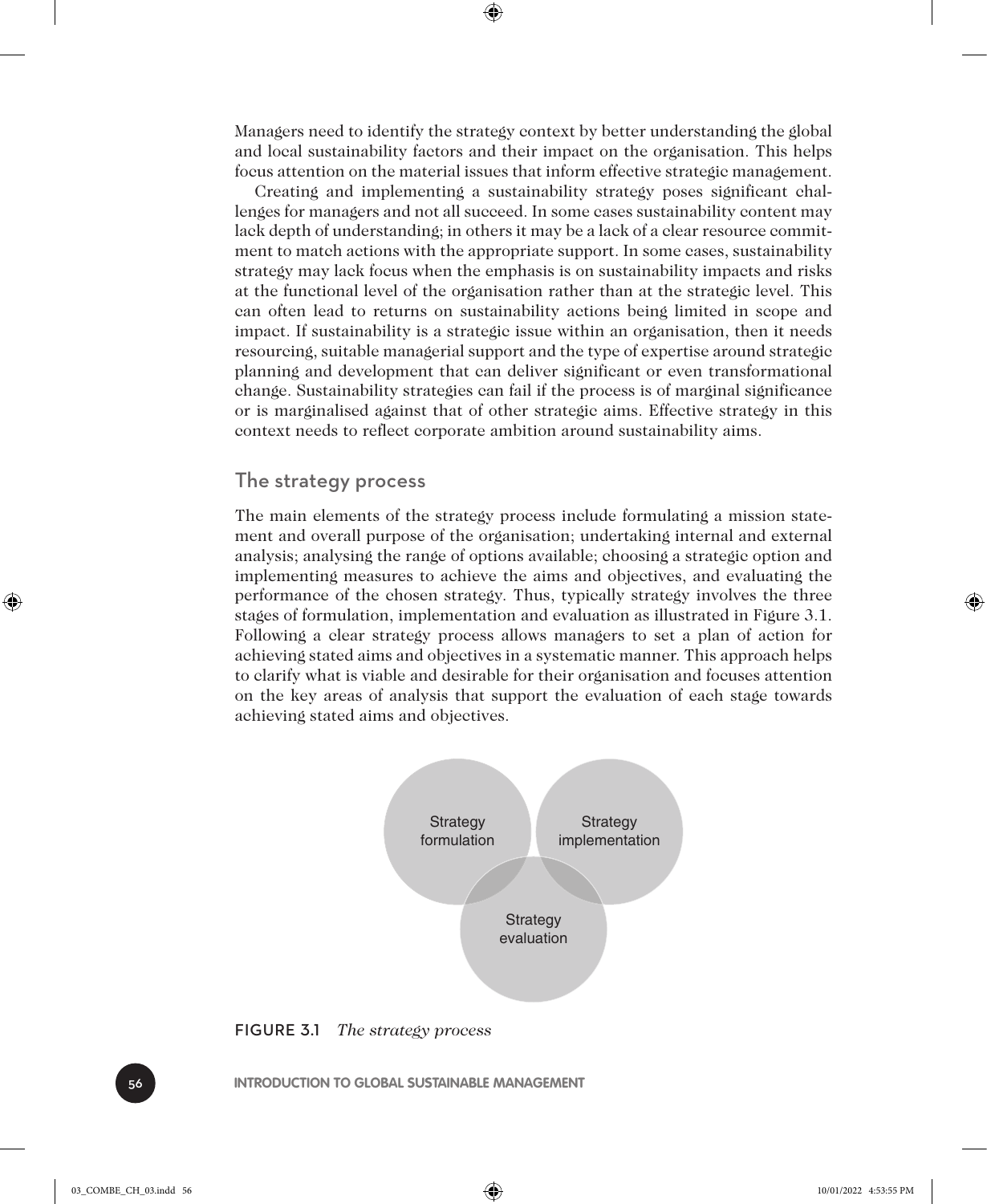Managers need to identify the strategy context by better understanding the global and local sustainability factors and their impact on the organisation. This helps focus attention on the material issues that inform effective strategic management.

Creating and implementing a sustainability strategy poses significant challenges for managers and not all succeed. In some cases sustainability content may lack depth of understanding; in others it may be a lack of a clear resource commitment to match actions with the appropriate support. In some cases, sustainability strategy may lack focus when the emphasis is on sustainability impacts and risks at the functional level of the organisation rather than at the strategic level. This can often lead to returns on sustainability actions being limited in scope and impact. If sustainability is a strategic issue within an organisation, then it needs resourcing, suitable managerial support and the type of expertise around strategic planning and development that can deliver significant or even transformational change. Sustainability strategies can fail if the process is of marginal significance or is marginalised against that of other strategic aims. Effective strategy in this context needs to reflect corporate ambition around sustainability aims.

## The strategy process

The main elements of the strategy process include formulating a mission statement and overall purpose of the organisation; undertaking internal and external analysis; analysing the range of options available; choosing a strategic option and implementing measures to achieve the aims and objectives, and evaluating the performance of the chosen strategy. Thus, typically strategy involves the three stages of formulation, implementation and evaluation as illustrated in Figure 3.1. Following a clear strategy process allows managers to set a plan of action for achieving stated aims and objectives in a systematic manner. This approach helps to clarify what is viable and desirable for their organisation and focuses attention on the key areas of analysis that support the evaluation of each stage towards achieving stated aims and objectives.

Strategy formulation

Strategy implementation

Strategy evaluation

FIGURE 3.1 *The strategy process*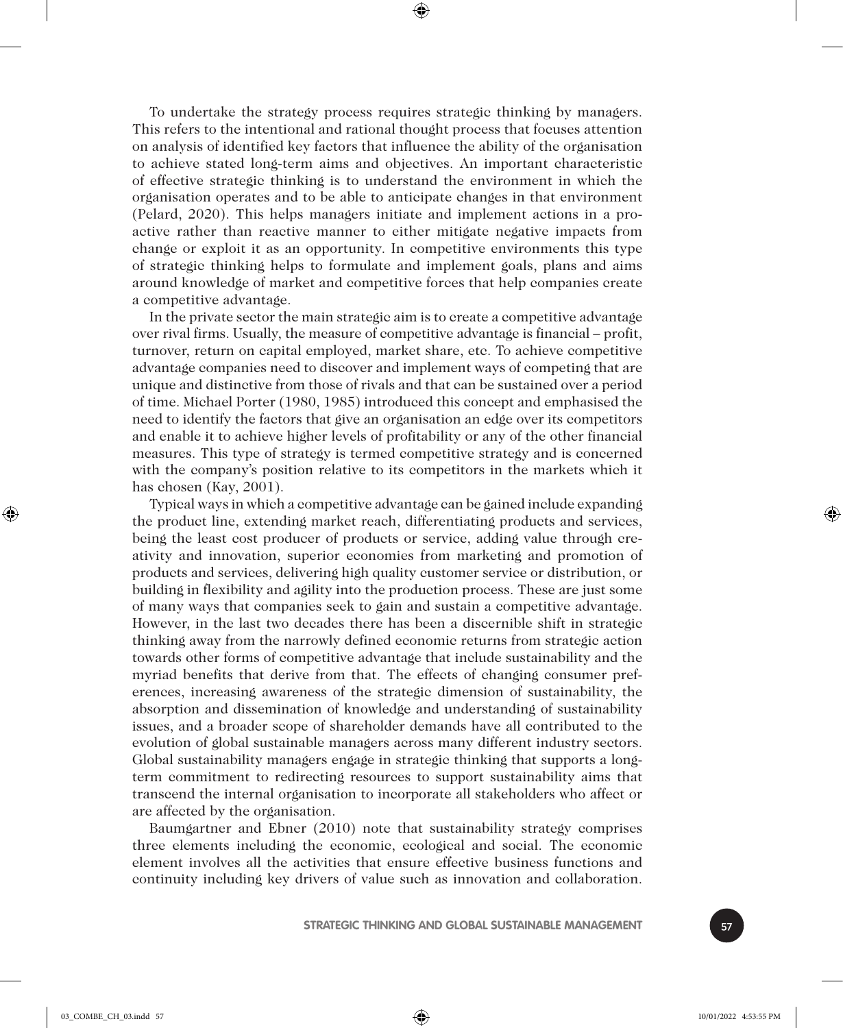To undertake the strategy process requires strategic thinking by managers. This refers to the intentional and rational thought process that focuses attention on analysis of identified key factors that influence the ability of the organisation to achieve stated long-term aims and objectives. An important characteristic of effective strategic thinking is to understand the environment in which the organisation operates and to be able to anticipate changes in that environment (Pelard, 2020). This helps managers initiate and implement actions in a proactive rather than reactive manner to either mitigate negative impacts from change or exploit it as an opportunity. In competitive environments this type of strategic thinking helps to formulate and implement goals, plans and aims around knowledge of market and competitive forces that help companies create a competitive advantage.

In the private sector the main strategic aim is to create a competitive advantage over rival firms. Usually, the measure of competitive advantage is financial – profit, turnover, return on capital employed, market share, etc. To achieve competitive advantage companies need to discover and implement ways of competing that are unique and distinctive from those of rivals and that can be sustained over a period of time. Michael Porter (1980, 1985) introduced this concept and emphasised the need to identify the factors that give an organisation an edge over its competitors and enable it to achieve higher levels of profitability or any of the other financial measures. This type of strategy is termed competitive strategy and is concerned with the company's position relative to its competitors in the markets which it has chosen (Kay, 2001).

Typical ways in which a competitive advantage can be gained include expanding the product line, extending market reach, differentiating products and services, being the least cost producer of products or service, adding value through creativity and innovation, superior economies from marketing and promotion of products and services, delivering high quality customer service or distribution, or building in flexibility and agility into the production process. These are just some of many ways that companies seek to gain and sustain a competitive advantage. However, in the last two decades there has been a discernible shift in strategic thinking away from the narrowly defined economic returns from strategic action towards other forms of competitive advantage that include sustainability and the myriad benefits that derive from that. The effects of changing consumer preferences, increasing awareness of the strategic dimension of sustainability, the absorption and dissemination of knowledge and understanding of sustainability issues, and a broader scope of shareholder demands have all contributed to the evolution of global sustainable managers across many different industry sectors. Global sustainability managers engage in strategic thinking that supports a long-term commitment to redirecting resources to support sustainability aims that transcend the internal organisation to incorporate all stakeholders who affect or are affected by the organisation.

Baumgartner and Ebner (2010) note that sustainability strategy comprises three elements including the economic, ecological and social. The economic element involves all the activities that ensure effective business functions and continuity including key drivers of value such as innovation and collaboration.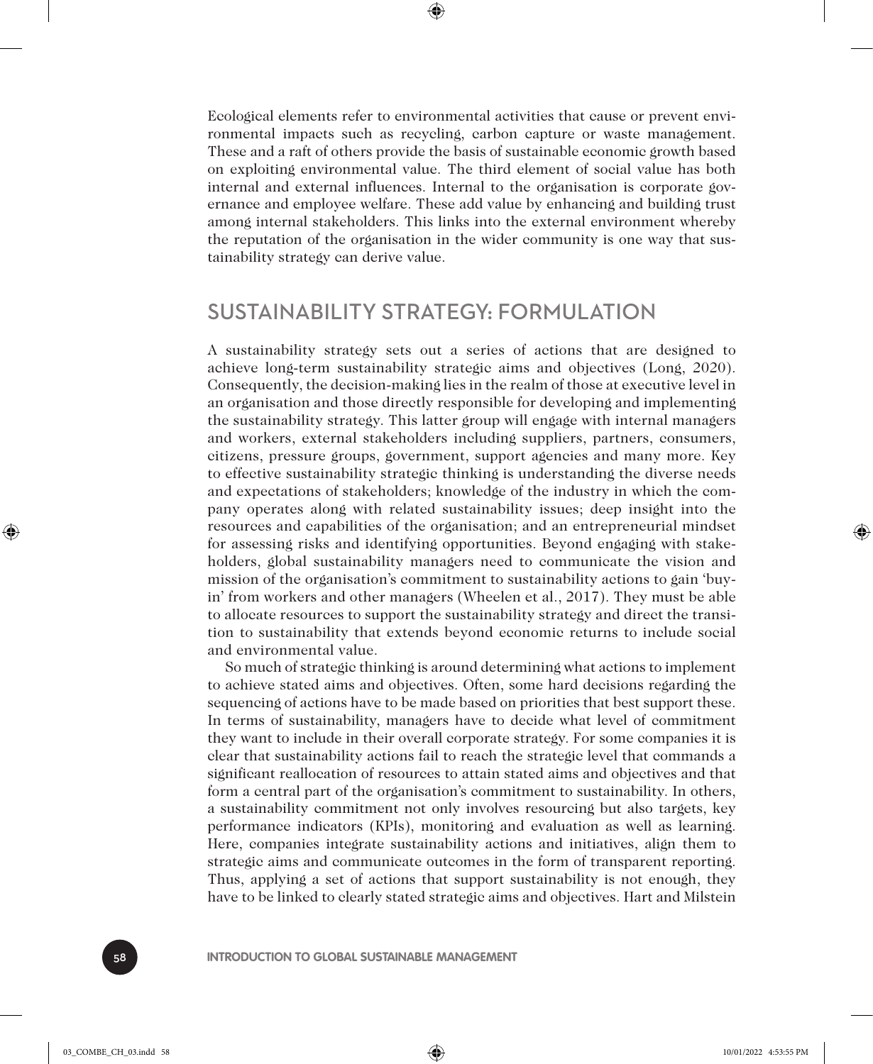Ecological elements refer to environmental activities that cause or prevent environmental impacts such as recycling, carbon capture or waste management. These and a raft of others provide the basis of sustainable economic growth based on exploiting environmental value. The third element of social value has both internal and external influences. Internal to the organisation is corporate governance and employee welfare. These add value by enhancing and building trust among internal stakeholders. This links into the external environment whereby the reputation of the organisation in the wider community is one way that sustainability strategy can derive value.

## SUSTAINABILITY STRATEGY: FORMULATION

A sustainability strategy sets out a series of actions that are designed to achieve long-term sustainability strategic aims and objectives (Long, 2020). Consequently, the decision-making lies in the realm of those at executive level in an organisation and those directly responsible for developing and implementing the sustainability strategy. This latter group will engage with internal managers and workers, external stakeholders including suppliers, partners, consumers, citizens, pressure groups, government, support agencies and many more. Key to effective sustainability strategic thinking is understanding the diverse needs and expectations of stakeholders; knowledge of the industry in which the company operates along with related sustainability issues; deep insight into the resources and capabilities of the organisation; and an entrepreneurial mindset for assessing risks and identifying opportunities. Beyond engaging with stakeholders, global sustainability managers need to communicate the vision and mission of the organisation's commitment to sustainability actions to gain 'buy-in' from workers and other managers (Wheelen et al., 2017). They must be able to allocate resources to support the sustainability strategy and direct the transition to sustainability that extends beyond economic returns to include social and environmental value.

So much of strategic thinking is around determining what actions to implement to achieve stated aims and objectives. Often, some hard decisions regarding the sequencing of actions have to be made based on priorities that best support these. In terms of sustainability, managers have to decide what level of commitment they want to include in their overall corporate strategy. For some companies it is clear that sustainability actions fail to reach the strategic level that commands a significant reallocation of resources to attain stated aims and objectives and that form a central part of the organisation's commitment to sustainability. In others, a sustainability commitment not only involves resourcing but also targets, key performance indicators (KPIs), monitoring and evaluation as well as learning. Here, companies integrate sustainability actions and initiatives, align them to strategic aims and communicate outcomes in the form of transparent reporting. Thus, applying a set of actions that support sustainability is not enough, they have to be linked to clearly stated strategic aims and objectives. Hart and Milstein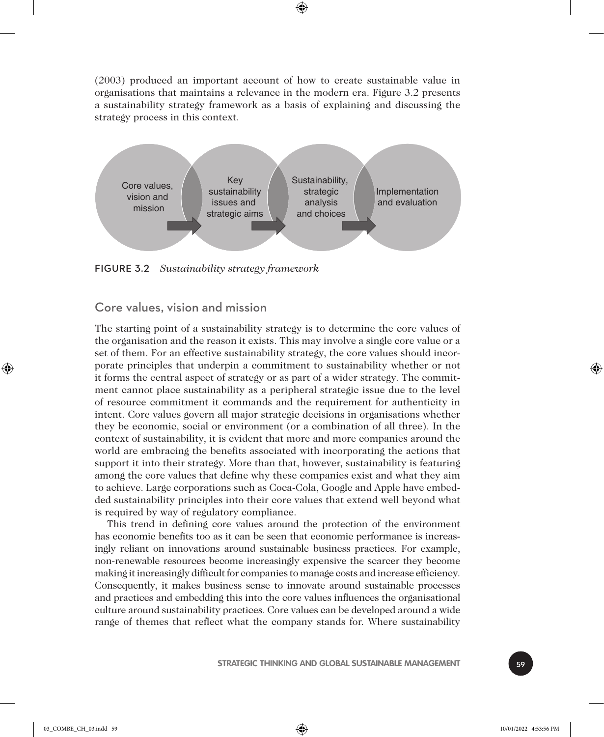(2003) produced an important account of how to create sustainable value in organisations that maintains a relevance in the modern era. Figure 3.2 presents a sustainability strategy framework as a basis of explaining and discussing the strategy process in this context.

Core values, vision and mission → Key sustainability issues and strategic aims → Sustainability, strategic analysis and choices → Implementation and evaluation

FIGURE 3.2 *Sustainability strategy framework*

## Core values, vision and mission

The starting point of a sustainability strategy is to determine the core values of the organisation and the reason it exists. This may involve a single core value or a set of them. For an effective sustainability strategy, the core values should incorporate principles that underpin a commitment to sustainability whether or not it forms the central aspect of strategy or as part of a wider strategy. The commitment cannot place sustainability as a peripheral strategic issue due to the level of resource commitment it commands and the requirement for authenticity in intent. Core values govern all major strategic decisions in organisations whether they be economic, social or environment (or a combination of all three). In the context of sustainability, it is evident that more and more companies around the world are embracing the benefits associated with incorporating the actions that support it into their strategy. More than that, however, sustainability is featuring among the core values that define why these companies exist and what they aim to achieve. Large corporations such as Coca-Cola, Google and Apple have embedded sustainability principles into their core values that extend well beyond what is required by way of regulatory compliance.

This trend in defining core values around the protection of the environment has economic benefits too as it can be seen that economic performance is increasingly reliant on innovations around sustainable business practices. For example, non-renewable resources become increasingly expensive the scarcer they become making it increasingly difficult for companies to manage costs and increase efficiency. Consequently, it makes business sense to innovate around sustainable processes and practices and embedding this into the core values influences the organisational culture around sustainability practices. Core values can be developed around a wide range of themes that reflect what the company stands for. Where sustainability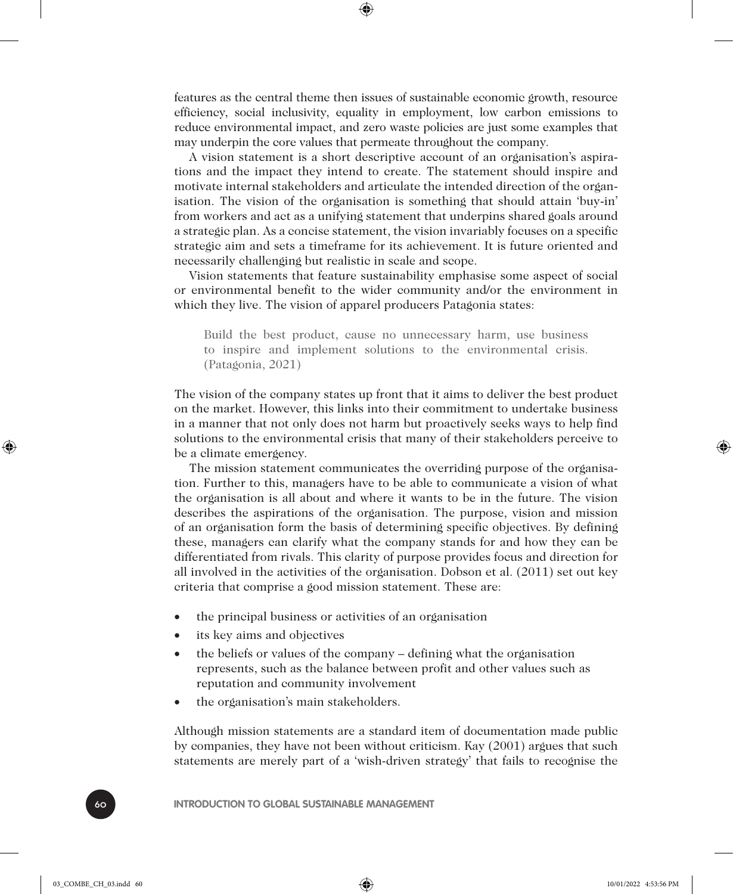features as the central theme then issues of sustainable economic growth, resource efficiency, social inclusivity, equality in employment, low carbon emissions to reduce environmental impact, and zero waste policies are just some examples that may underpin the core values that permeate throughout the company.

A vision statement is a short descriptive account of an organisation's aspirations and the impact they intend to create. The statement should inspire and motivate internal stakeholders and articulate the intended direction of the organisation. The vision of the organisation is something that should attain 'buy-in' from workers and act as a unifying statement that underpins shared goals around a strategic plan. As a concise statement, the vision invariably focuses on a specific strategic aim and sets a timeframe for its achievement. It is future oriented and necessarily challenging but realistic in scale and scope.

Vision statements that feature sustainability emphasise some aspect of social or environmental benefit to the wider community and/or the environment in which they live. The vision of apparel producers Patagonia states:

> Build the best product, cause no unnecessary harm, use business to inspire and implement solutions to the environmental crisis. (Patagonia, 2021)

The vision of the company states up front that it aims to deliver the best product on the market. However, this links into their commitment to undertake business in a manner that not only does not harm but proactively seeks ways to help find solutions to the environmental crisis that many of their stakeholders perceive to be a climate emergency.

The mission statement communicates the overriding purpose of the organisation. Further to this, managers have to be able to communicate a vision of what the organisation is all about and where it wants to be in the future. The vision describes the aspirations of the organisation. The purpose, vision and mission of an organisation form the basis of determining specific objectives. By defining these, managers can clarify what the company stands for and how they can be differentiated from rivals. This clarity of purpose provides focus and direction for all involved in the activities of the organisation. Dobson et al. (2011) set out key criteria that comprise a good mission statement. These are:

- the principal business or activities of an organisation
- its key aims and objectives
- the beliefs or values of the company – defining what the organisation represents, such as the balance between profit and other values such as reputation and community involvement
- the organisation's main stakeholders.

Although mission statements are a standard item of documentation made public by companies, they have not been without criticism. Kay (2001) argues that such statements are merely part of a 'wish-driven strategy' that fails to recognise the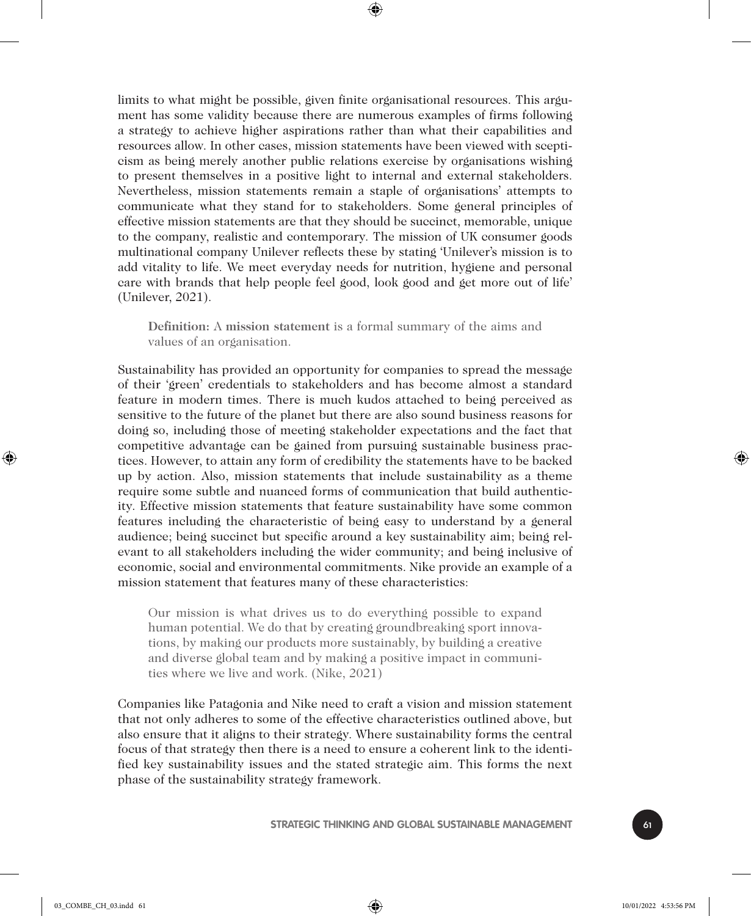limits to what might be possible, given finite organisational resources. This argument has some validity because there are numerous examples of firms following a strategy to achieve higher aspirations rather than what their capabilities and resources allow. In other cases, mission statements have been viewed with scepticism as being merely another public relations exercise by organisations wishing to present themselves in a positive light to internal and external stakeholders. Nevertheless, mission statements remain a staple of organisations' attempts to communicate what they stand for to stakeholders. Some general principles of effective mission statements are that they should be succinct, memorable, unique to the company, realistic and contemporary. The mission of UK consumer goods multinational company Unilever reflects these by stating 'Unilever's mission is to add vitality to life. We meet everyday needs for nutrition, hygiene and personal care with brands that help people feel good, look good and get more out of life' (Unilever, 2021).

> **Definition:** A **mission statement** is a formal summary of the aims and values of an organisation.

Sustainability has provided an opportunity for companies to spread the message of their 'green' credentials to stakeholders and has become almost a standard feature in modern times. There is much kudos attached to being perceived as sensitive to the future of the planet but there are also sound business reasons for doing so, including those of meeting stakeholder expectations and the fact that competitive advantage can be gained from pursuing sustainable business practices. However, to attain any form of credibility the statements have to be backed up by action. Also, mission statements that include sustainability as a theme require some subtle and nuanced forms of communication that build authenticity. Effective mission statements that feature sustainability have some common features including the characteristic of being easy to understand by a general audience; being succinct but specific around a key sustainability aim; being relevant to all stakeholders including the wider community; and being inclusive of economic, social and environmental commitments. Nike provide an example of a mission statement that features many of these characteristics:

> Our mission is what drives us to do everything possible to expand human potential. We do that by creating groundbreaking sport innovations, by making our products more sustainably, by building a creative and diverse global team and by making a positive impact in communities where we live and work. (Nike, 2021)

Companies like Patagonia and Nike need to craft a vision and mission statement that not only adheres to some of the effective characteristics outlined above, but also ensure that it aligns to their strategy. Where sustainability forms the central focus of that strategy then there is a need to ensure a coherent link to the identified key sustainability issues and the stated strategic aim. This forms the next phase of the sustainability strategy framework.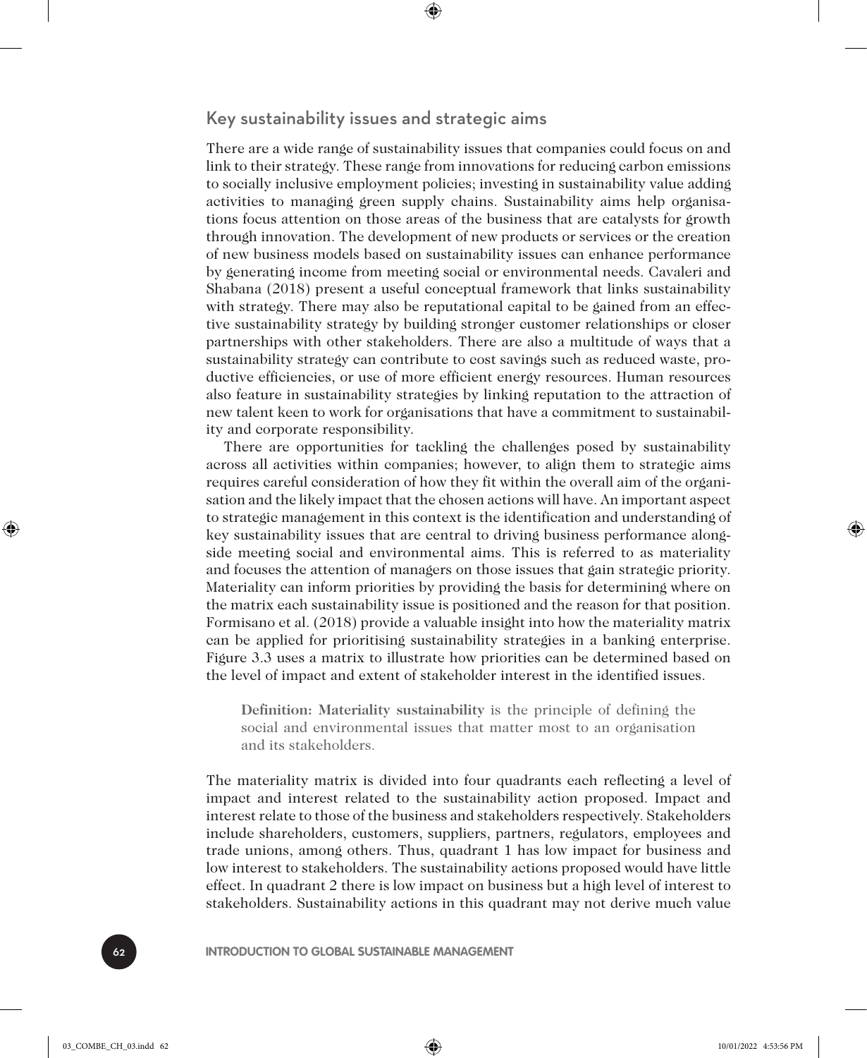## Key sustainability issues and strategic aims

There are a wide range of sustainability issues that companies could focus on and link to their strategy. These range from innovations for reducing carbon emissions to socially inclusive employment policies; investing in sustainability value adding activities to managing green supply chains. Sustainability aims help organisations focus attention on those areas of the business that are catalysts for growth through innovation. The development of new products or services or the creation of new business models based on sustainability issues can enhance performance by generating income from meeting social or environmental needs. Cavaleri and Shabana (2018) present a useful conceptual framework that links sustainability with strategy. There may also be reputational capital to be gained from an effective sustainability strategy by building stronger customer relationships or closer partnerships with other stakeholders. There are also a multitude of ways that a sustainability strategy can contribute to cost savings such as reduced waste, productive efficiencies, or use of more efficient energy resources. Human resources also feature in sustainability strategies by linking reputation to the attraction of new talent keen to work for organisations that have a commitment to sustainability and corporate responsibility.

There are opportunities for tackling the challenges posed by sustainability across all activities within companies; however, to align them to strategic aims requires careful consideration of how they fit within the overall aim of the organisation and the likely impact that the chosen actions will have. An important aspect to strategic management in this context is the identification and understanding of key sustainability issues that are central to driving business performance alongside meeting social and environmental aims. This is referred to as materiality and focuses the attention of managers on those issues that gain strategic priority. Materiality can inform priorities by providing the basis for determining where on the matrix each sustainability issue is positioned and the reason for that position. Formisano et al. (2018) provide a valuable insight into how the materiality matrix can be applied for prioritising sustainability strategies in a banking enterprise. Figure 3.3 uses a matrix to illustrate how priorities can be determined based on the level of impact and extent of stakeholder interest in the identified issues.

> **Definition: Materiality sustainability** is the principle of defining the social and environmental issues that matter most to an organisation and its stakeholders.

The materiality matrix is divided into four quadrants each reflecting a level of impact and interest related to the sustainability action proposed. Impact and interest relate to those of the business and stakeholders respectively. Stakeholders include shareholders, customers, suppliers, partners, regulators, employees and trade unions, among others. Thus, quadrant 1 has low impact for business and low interest to stakeholders. The sustainability actions proposed would have little effect. In quadrant 2 there is low impact on business but a high level of interest to stakeholders. Sustainability actions in this quadrant may not derive much value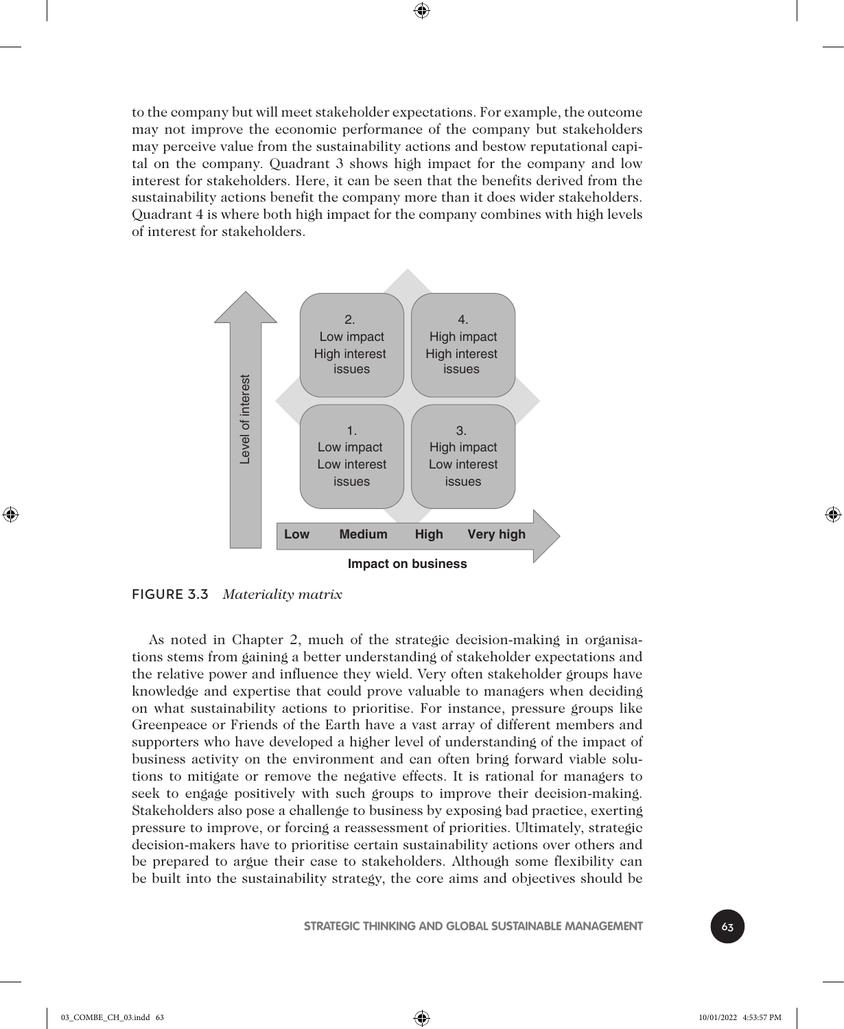to the company but will meet stakeholder expectations. For example, the outcome may not improve the economic performance of the company but stakeholders may perceive value from the sustainability actions and bestow reputational capital on the company. Quadrant 3 shows high impact for the company and low interest for stakeholders. Here, it can be seen that the benefits derived from the sustainability actions benefit the company more than it does wider stakeholders. Quadrant 4 is where both high impact for the company combines with high levels of interest for stakeholders.

FIGURE 3.3 *Materiality matrix*

As noted in Chapter 2, much of the strategic decision-making in organisations stems from gaining a better understanding of stakeholder expectations and the relative power and influence they wield. Very often stakeholder groups have knowledge and expertise that could prove valuable to managers when deciding on what sustainability actions to prioritise. For instance, pressure groups like Greenpeace or Friends of the Earth have a vast array of different members and supporters who have developed a higher level of understanding of the impact of business activity on the environment and can often bring forward viable solutions to mitigate or remove the negative effects. It is rational for managers to seek to engage positively with such groups to improve their decision-making. Stakeholders also pose a challenge to business by exposing bad practice, exerting pressure to improve, or forcing a reassessment of priorities. Ultimately, strategic decision-makers have to prioritise certain sustainability actions over others and be prepared to argue their case to stakeholders. Although some flexibility can be built into the sustainability strategy, the core aims and objectives should be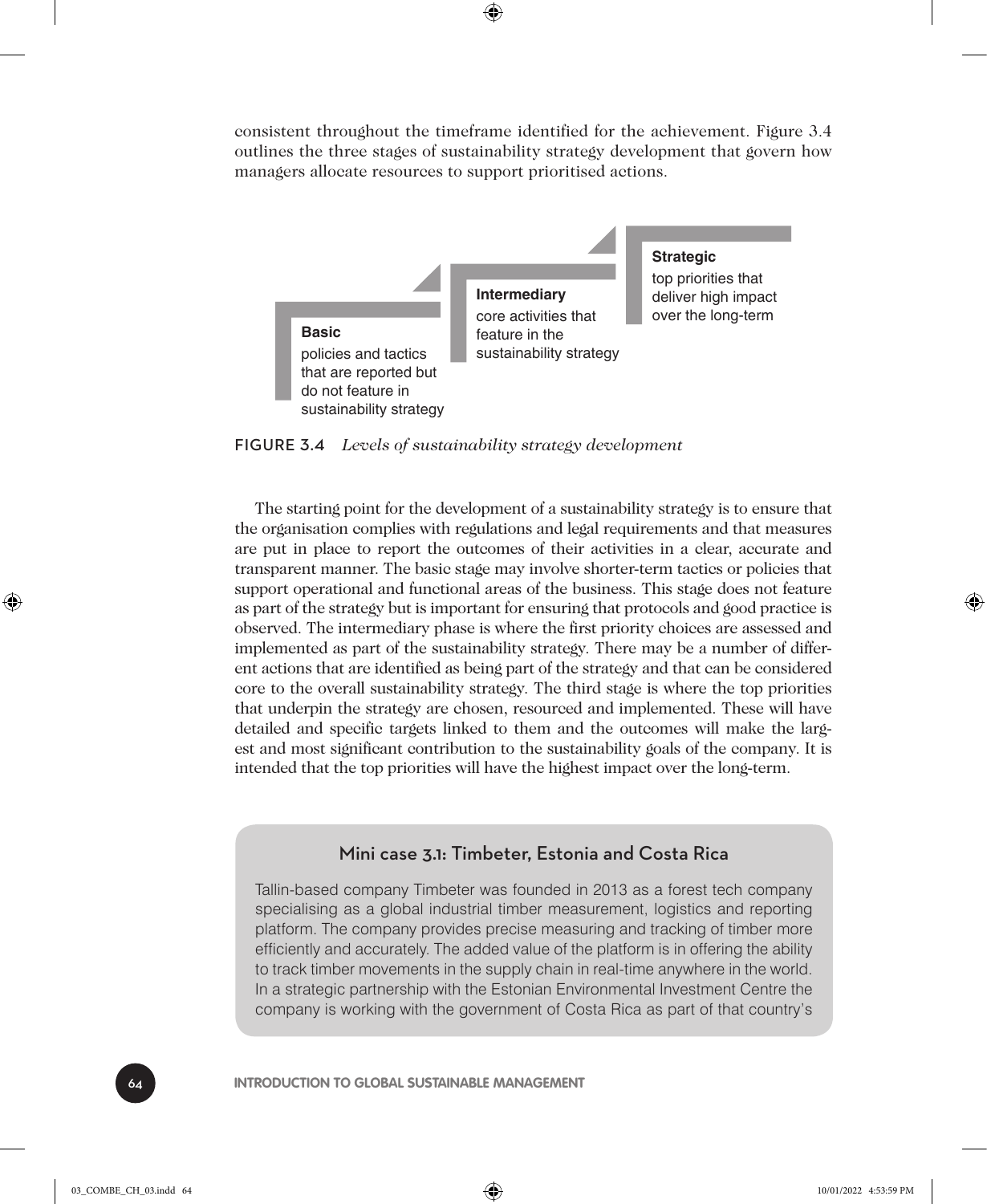consistent throughout the timeframe identified for the achievement. Figure 3.4 outlines the three stages of sustainability strategy development that govern how managers allocate resources to support prioritised actions.

**Basic**
policies and tactics that are reported but do not feature in sustainability strategy

**Intermediary**
core activities that feature in the sustainability strategy

**Strategic**
top priorities that deliver high impact over the long-term

FIGURE 3.4 *Levels of sustainability strategy development*

The starting point for the development of a sustainability strategy is to ensure that the organisation complies with regulations and legal requirements and that measures are put in place to report the outcomes of their activities in a clear, accurate and transparent manner. The basic stage may involve shorter-term tactics or policies that support operational and functional areas of the business. This stage does not feature as part of the strategy but is important for ensuring that protocols and good practice is observed. The intermediary phase is where the first priority choices are assessed and implemented as part of the sustainability strategy. There may be a number of different actions that are identified as being part of the strategy and that can be considered core to the overall sustainability strategy. The third stage is where the top priorities that underpin the strategy are chosen, resourced and implemented. These will have detailed and specific targets linked to them and the outcomes will make the largest and most significant contribution to the sustainability goals of the company. It is intended that the top priorities will have the highest impact over the long-term.

## Mini case 3.1: Timbeter, Estonia and Costa Rica

Tallin-based company Timbeter was founded in 2013 as a forest tech company specialising as a global industrial timber measurement, logistics and reporting platform. The company provides precise measuring and tracking of timber more efficiently and accurately. The added value of the platform is in offering the ability to track timber movements in the supply chain in real-time anywhere in the world. In a strategic partnership with the Estonian Environmental Investment Centre the company is working with the government of Costa Rica as part of that country's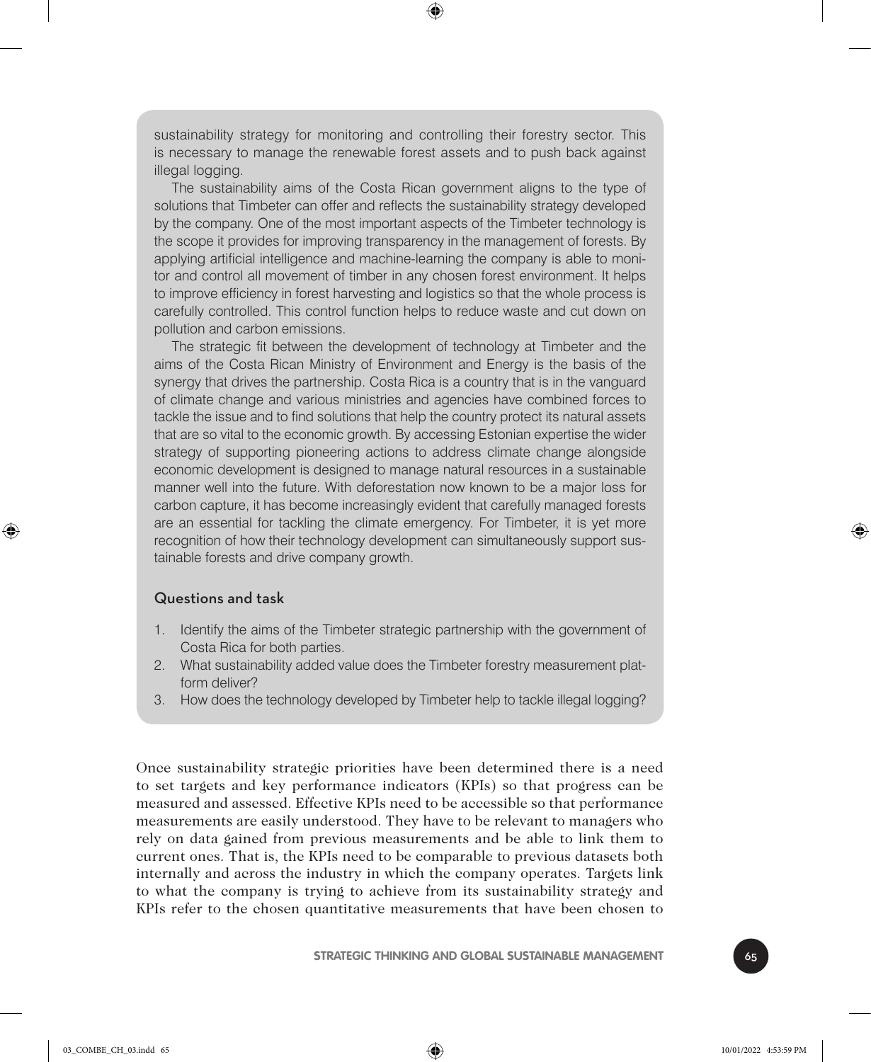sustainability strategy for monitoring and controlling their forestry sector. This is necessary to manage the renewable forest assets and to push back against illegal logging.

The sustainability aims of the Costa Rican government aligns to the type of solutions that Timbeter can offer and reflects the sustainability strategy developed by the company. One of the most important aspects of the Timbeter technology is the scope it provides for improving transparency in the management of forests. By applying artificial intelligence and machine-learning the company is able to monitor and control all movement of timber in any chosen forest environment. It helps to improve efficiency in forest harvesting and logistics so that the whole process is carefully controlled. This control function helps to reduce waste and cut down on pollution and carbon emissions.

The strategic fit between the development of technology at Timbeter and the aims of the Costa Rican Ministry of Environment and Energy is the basis of the synergy that drives the partnership. Costa Rica is a country that is in the vanguard of climate change and various ministries and agencies have combined forces to tackle the issue and to find solutions that help the country protect its natural assets that are so vital to the economic growth. By accessing Estonian expertise the wider strategy of supporting pioneering actions to address climate change alongside economic development is designed to manage natural resources in a sustainable manner well into the future. With deforestation now known to be a major loss for carbon capture, it has become increasingly evident that carefully managed forests are an essential for tackling the climate emergency. For Timbeter, it is yet more recognition of how their technology development can simultaneously support sustainable forests and drive company growth.

### Questions and task

1. Identify the aims of the Timbeter strategic partnership with the government of Costa Rica for both parties.
2. What sustainability added value does the Timbeter forestry measurement platform deliver?
3. How does the technology developed by Timbeter help to tackle illegal logging?

Once sustainability strategic priorities have been determined there is a need to set targets and key performance indicators (KPIs) so that progress can be measured and assessed. Effective KPIs need to be accessible so that performance measurements are easily understood. They have to be relevant to managers who rely on data gained from previous measurements and be able to link them to current ones. That is, the KPIs need to be comparable to previous datasets both internally and across the industry in which the company operates. Targets link to what the company is trying to achieve from its sustainability strategy and KPIs refer to the chosen quantitative measurements that have been chosen to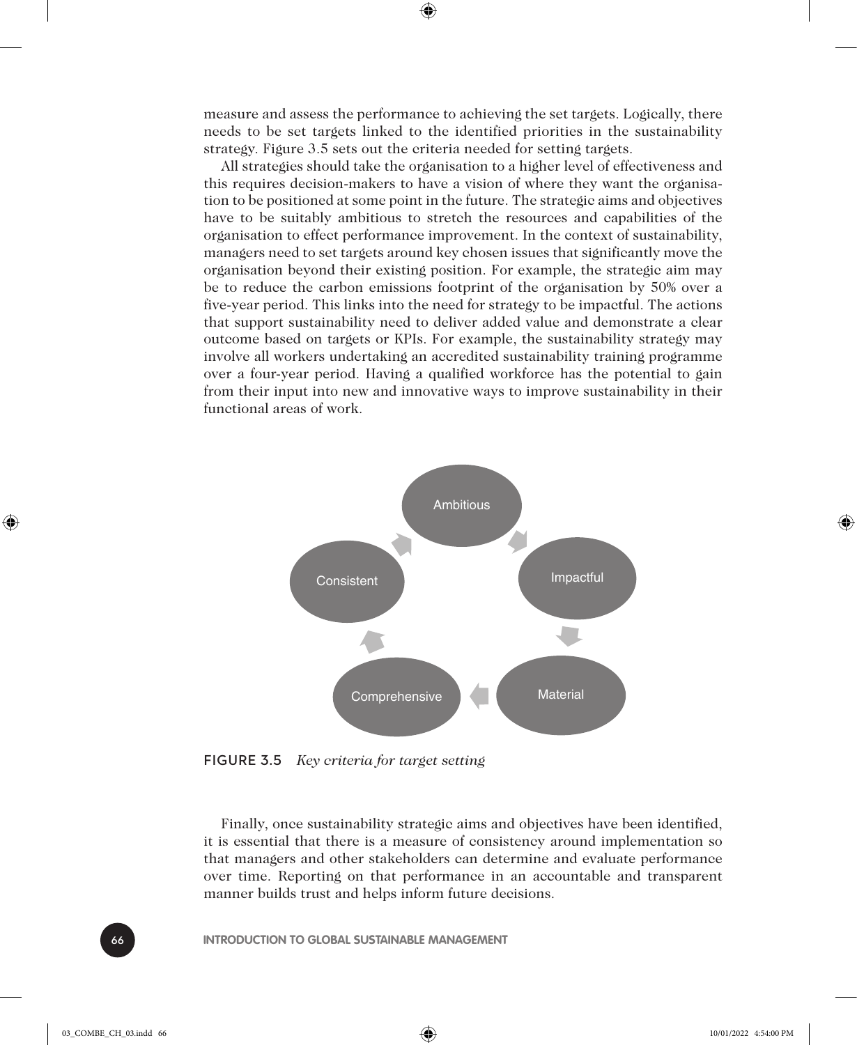measure and assess the performance to achieving the set targets. Logically, there needs to be set targets linked to the identified priorities in the sustainability strategy. Figure 3.5 sets out the criteria needed for setting targets.

All strategies should take the organisation to a higher level of effectiveness and this requires decision-makers to have a vision of where they want the organisation to be positioned at some point in the future. The strategic aims and objectives have to be suitably ambitious to stretch the resources and capabilities of the organisation to effect performance improvement. In the context of sustainability, managers need to set targets around key chosen issues that significantly move the organisation beyond their existing position. For example, the strategic aim may be to reduce the carbon emissions footprint of the organisation by 50% over a five-year period. This links into the need for strategy to be impactful. The actions that support sustainability need to deliver added value and demonstrate a clear outcome based on targets or KPIs. For example, the sustainability strategy may involve all workers undertaking an accredited sustainability training programme over a four-year period. Having a qualified workforce has the potential to gain from their input into new and innovative ways to improve sustainability in their functional areas of work.

Ambitious → Impactful → Material → Comprehensive → Consistent → Ambitious

FIGURE 3.5 *Key criteria for target setting*

Finally, once sustainability strategic aims and objectives have been identified, it is essential that there is a measure of consistency around implementation so that managers and other stakeholders can determine and evaluate performance over time. Reporting on that performance in an accountable and transparent manner builds trust and helps inform future decisions.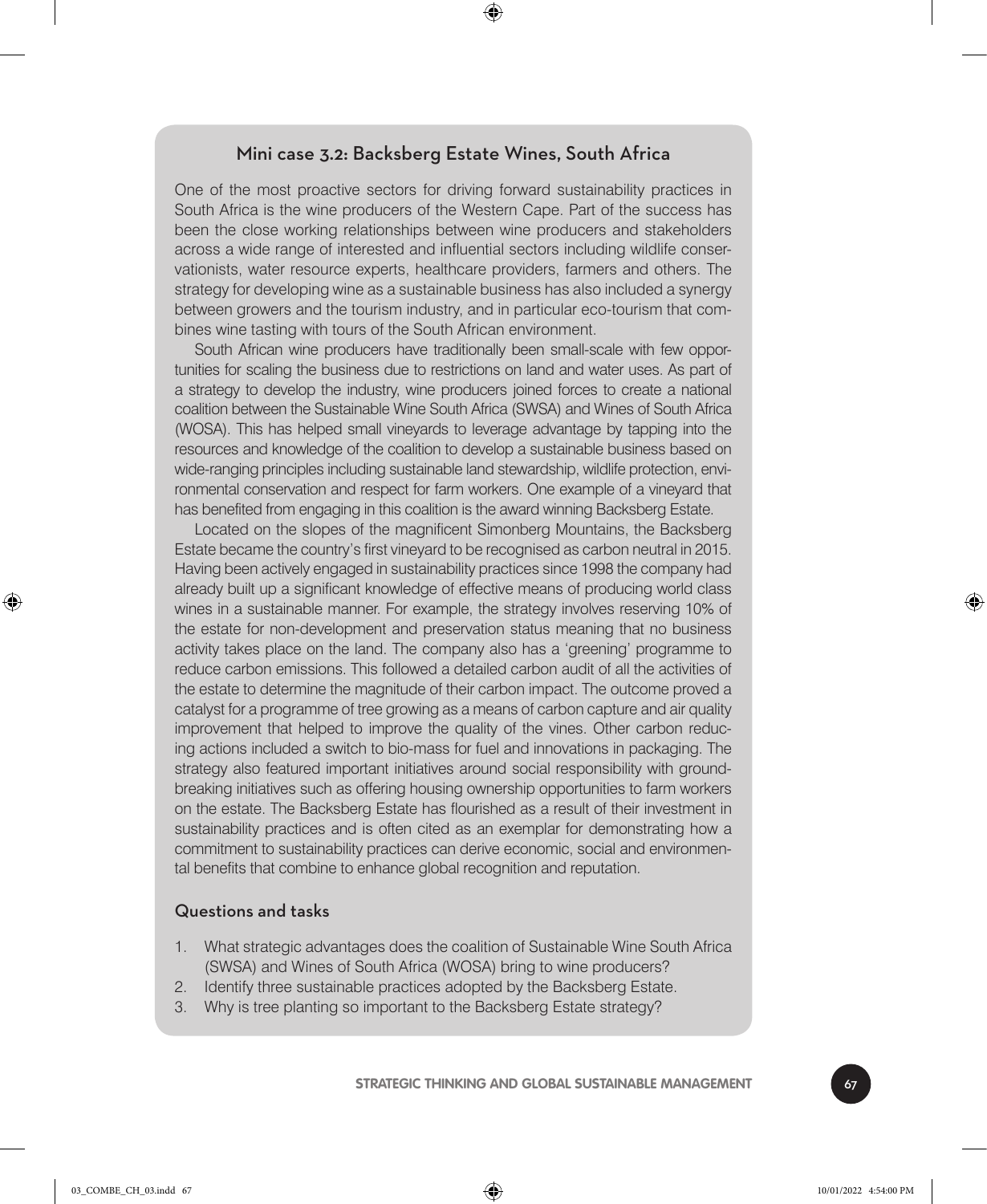## Mini case 3.2: Backsberg Estate Wines, South Africa

One of the most proactive sectors for driving forward sustainability practices in South Africa is the wine producers of the Western Cape. Part of the success has been the close working relationships between wine producers and stakeholders across a wide range of interested and influential sectors including wildlife conservationists, water resource experts, healthcare providers, farmers and others. The strategy for developing wine as a sustainable business has also included a synergy between growers and the tourism industry, and in particular eco-tourism that combines wine tasting with tours of the South African environment.

South African wine producers have traditionally been small-scale with few opportunities for scaling the business due to restrictions on land and water uses. As part of a strategy to develop the industry, wine producers joined forces to create a national coalition between the Sustainable Wine South Africa (SWSA) and Wines of South Africa (WOSA). This has helped small vineyards to leverage advantage by tapping into the resources and knowledge of the coalition to develop a sustainable business based on wide-ranging principles including sustainable land stewardship, wildlife protection, environmental conservation and respect for farm workers. One example of a vineyard that has benefited from engaging in this coalition is the award winning Backsberg Estate.

Located on the slopes of the magnificent Simonberg Mountains, the Backsberg Estate became the country's first vineyard to be recognised as carbon neutral in 2015. Having been actively engaged in sustainability practices since 1998 the company had already built up a significant knowledge of effective means of producing world class wines in a sustainable manner. For example, the strategy involves reserving 10% of the estate for non-development and preservation status meaning that no business activity takes place on the land. The company also has a 'greening' programme to reduce carbon emissions. This followed a detailed carbon audit of all the activities of the estate to determine the magnitude of their carbon impact. The outcome proved a catalyst for a programme of tree growing as a means of carbon capture and air quality improvement that helped to improve the quality of the vines. Other carbon reducing actions included a switch to bio-mass for fuel and innovations in packaging. The strategy also featured important initiatives around social responsibility with groundbreaking initiatives such as offering housing ownership opportunities to farm workers on the estate. The Backsberg Estate has flourished as a result of their investment in sustainability practices and is often cited as an exemplar for demonstrating how a commitment to sustainability practices can derive economic, social and environmental benefits that combine to enhance global recognition and reputation.

### Questions and tasks

1. What strategic advantages does the coalition of Sustainable Wine South Africa (SWSA) and Wines of South Africa (WOSA) bring to wine producers?
2. Identify three sustainable practices adopted by the Backsberg Estate.
3. Why is tree planting so important to the Backsberg Estate strategy?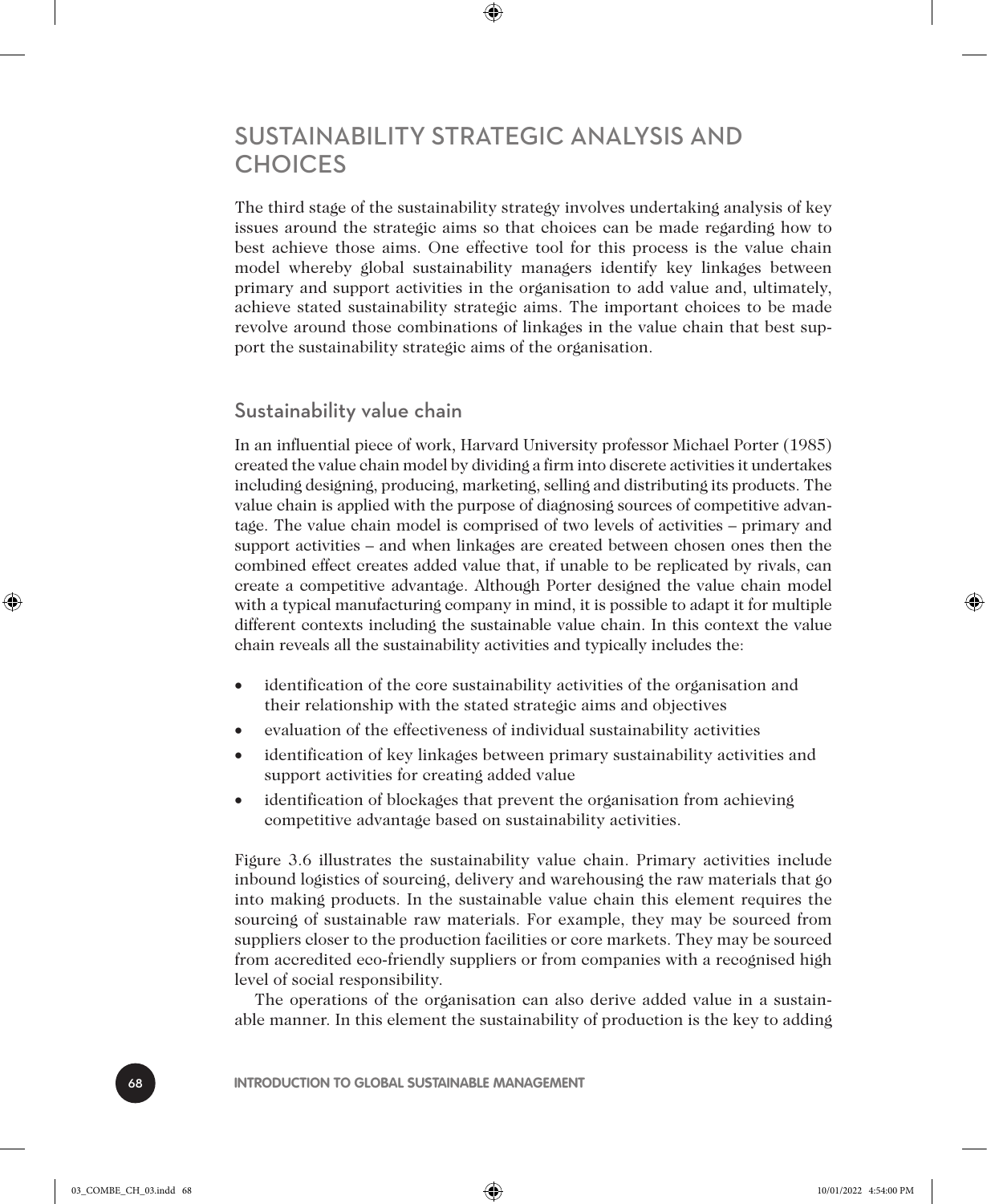## SUSTAINABILITY STRATEGIC ANALYSIS AND CHOICES

The third stage of the sustainability strategy involves undertaking analysis of key issues around the strategic aims so that choices can be made regarding how to best achieve those aims. One effective tool for this process is the value chain model whereby global sustainability managers identify key linkages between primary and support activities in the organisation to add value and, ultimately, achieve stated sustainability strategic aims. The important choices to be made revolve around those combinations of linkages in the value chain that best support the sustainability strategic aims of the organisation.

### Sustainability value chain

In an influential piece of work, Harvard University professor Michael Porter (1985) created the value chain model by dividing a firm into discrete activities it undertakes including designing, producing, marketing, selling and distributing its products. The value chain is applied with the purpose of diagnosing sources of competitive advantage. The value chain model is comprised of two levels of activities – primary and support activities – and when linkages are created between chosen ones then the combined effect creates added value that, if unable to be replicated by rivals, can create a competitive advantage. Although Porter designed the value chain model with a typical manufacturing company in mind, it is possible to adapt it for multiple different contexts including the sustainable value chain. In this context the value chain reveals all the sustainability activities and typically includes the:

- identification of the core sustainability activities of the organisation and their relationship with the stated strategic aims and objectives
- evaluation of the effectiveness of individual sustainability activities
- identification of key linkages between primary sustainability activities and support activities for creating added value
- identification of blockages that prevent the organisation from achieving competitive advantage based on sustainability activities.

Figure 3.6 illustrates the sustainability value chain. Primary activities include inbound logistics of sourcing, delivery and warehousing the raw materials that go into making products. In the sustainable value chain this element requires the sourcing of sustainable raw materials. For example, they may be sourced from suppliers closer to the production facilities or core markets. They may be sourced from accredited eco-friendly suppliers or from companies with a recognised high level of social responsibility.

The operations of the organisation can also derive added value in a sustainable manner. In this element the sustainability of production is the key to adding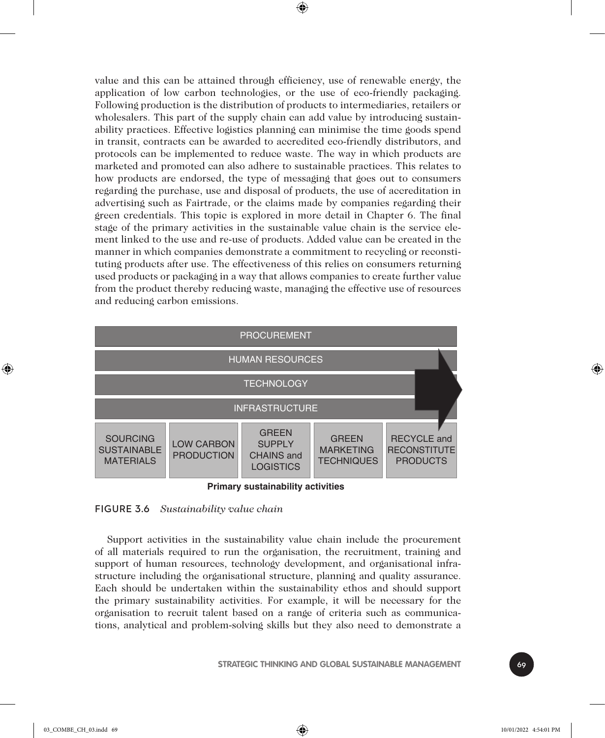value and this can be attained through efficiency, use of renewable energy, the application of low carbon technologies, or the use of eco-friendly packaging. Following production is the distribution of products to intermediaries, retailers or wholesalers. This part of the supply chain can add value by introducing sustainability practices. Effective logistics planning can minimise the time goods spend in transit, contracts can be awarded to accredited eco-friendly distributors, and protocols can be implemented to reduce waste. The way in which products are marketed and promoted can also adhere to sustainable practices. This relates to how products are endorsed, the type of messaging that goes out to consumers regarding the purchase, use and disposal of products, the use of accreditation in advertising such as Fairtrade, or the claims made by companies regarding their green credentials. This topic is explored in more detail in Chapter 6. The final stage of the primary activities in the sustainable value chain is the service element linked to the use and re-use of products. Added value can be created in the manner in which companies demonstrate a commitment to recycling or reconstituting products after use. The effectiveness of this relies on consumers returning used products or packaging in a way that allows companies to create further value from the product thereby reducing waste, managing the effective use of resources and reducing carbon emissions.

| PROCUREMENT | | | | |
|---|---|---|---|---|
| HUMAN RESOURCES | | | | |
| TECHNOLOGY | | | | |
| INFRASTRUCTURE | | | | |
| SOURCING SUSTAINABLE MATERIALS | LOW CARBON PRODUCTION | GREEN SUPPLY CHAINS and LOGISTICS | GREEN MARKETING TECHNIQUES | RECYCLE and RECONSTITUTE PRODUCTS |

**Primary sustainability activities**

FIGURE 3.6 *Sustainability value chain*

Support activities in the sustainability value chain include the procurement of all materials required to run the organisation, the recruitment, training and support of human resources, technology development, and organisational infrastructure including the organisational structure, planning and quality assurance. Each should be undertaken within the sustainability ethos and should support the primary sustainability activities. For example, it will be necessary for the organisation to recruit talent based on a range of criteria such as communications, analytical and problem-solving skills but they also need to demonstrate a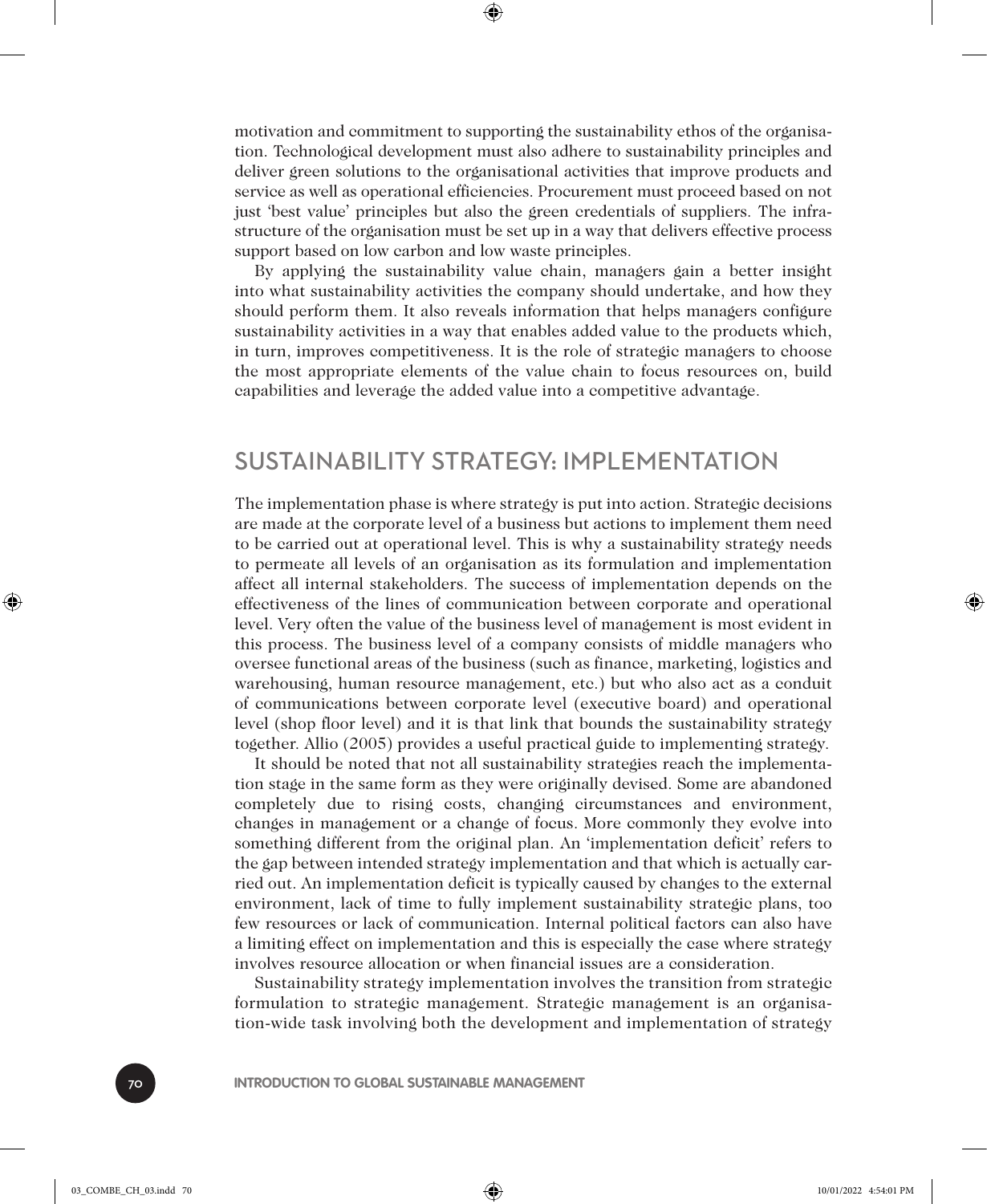motivation and commitment to supporting the sustainability ethos of the organisation. Technological development must also adhere to sustainability principles and deliver green solutions to the organisational activities that improve products and service as well as operational efficiencies. Procurement must proceed based on not just 'best value' principles but also the green credentials of suppliers. The infrastructure of the organisation must be set up in a way that delivers effective process support based on low carbon and low waste principles.

By applying the sustainability value chain, managers gain a better insight into what sustainability activities the company should undertake, and how they should perform them. It also reveals information that helps managers configure sustainability activities in a way that enables added value to the products which, in turn, improves competitiveness. It is the role of strategic managers to choose the most appropriate elements of the value chain to focus resources on, build capabilities and leverage the added value into a competitive advantage.

## SUSTAINABILITY STRATEGY: IMPLEMENTATION

The implementation phase is where strategy is put into action. Strategic decisions are made at the corporate level of a business but actions to implement them need to be carried out at operational level. This is why a sustainability strategy needs to permeate all levels of an organisation as its formulation and implementation affect all internal stakeholders. The success of implementation depends on the effectiveness of the lines of communication between corporate and operational level. Very often the value of the business level of management is most evident in this process. The business level of a company consists of middle managers who oversee functional areas of the business (such as finance, marketing, logistics and warehousing, human resource management, etc.) but who also act as a conduit of communications between corporate level (executive board) and operational level (shop floor level) and it is that link that bounds the sustainability strategy together. Allio (2005) provides a useful practical guide to implementing strategy.

It should be noted that not all sustainability strategies reach the implementation stage in the same form as they were originally devised. Some are abandoned completely due to rising costs, changing circumstances and environment, changes in management or a change of focus. More commonly they evolve into something different from the original plan. An 'implementation deficit' refers to the gap between intended strategy implementation and that which is actually carried out. An implementation deficit is typically caused by changes to the external environment, lack of time to fully implement sustainability strategic plans, too few resources or lack of communication. Internal political factors can also have a limiting effect on implementation and this is especially the case where strategy involves resource allocation or when financial issues are a consideration.

Sustainability strategy implementation involves the transition from strategic formulation to strategic management. Strategic management is an organisation-wide task involving both the development and implementation of strategy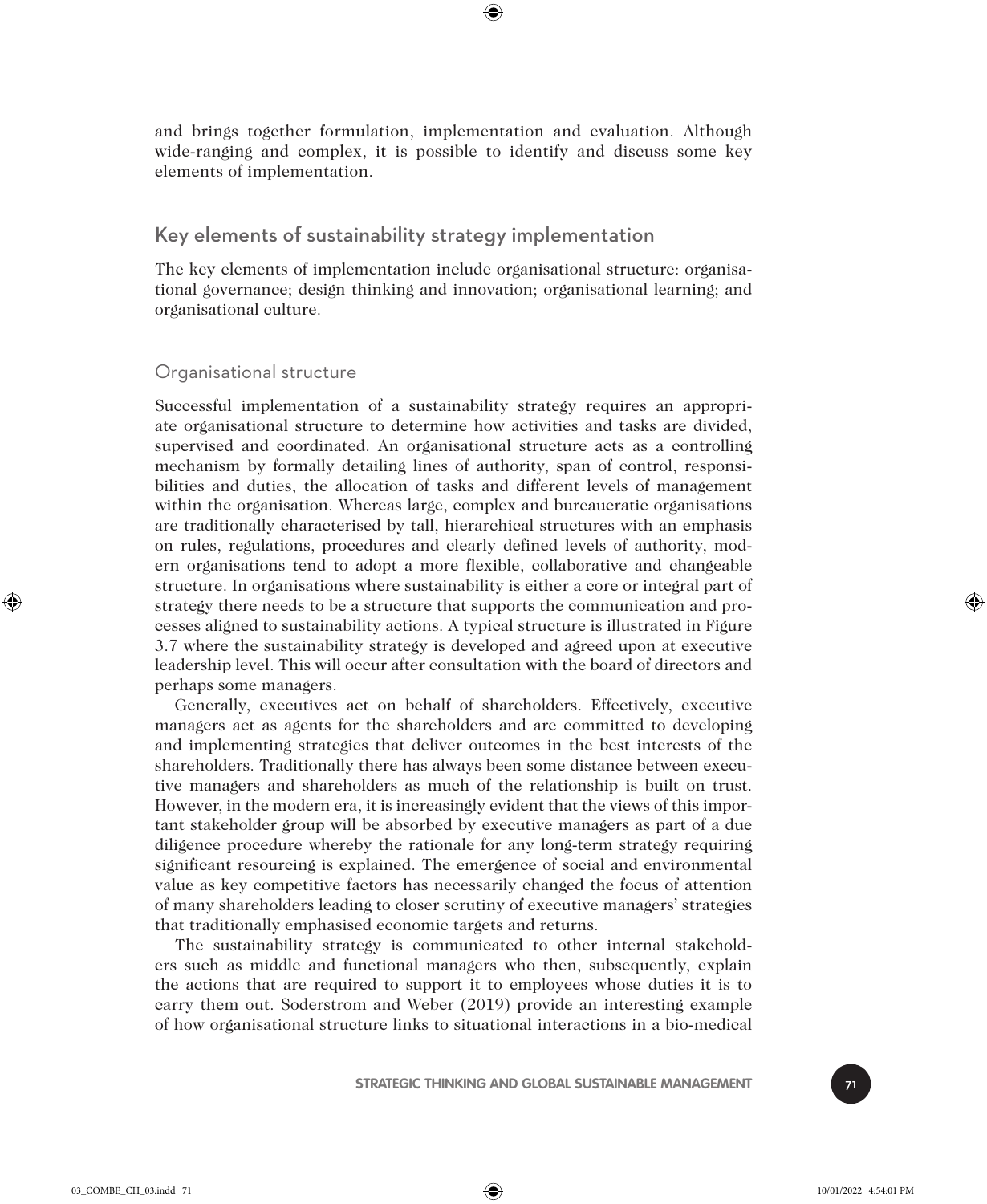and brings together formulation, implementation and evaluation. Although wide-ranging and complex, it is possible to identify and discuss some key elements of implementation.

## Key elements of sustainability strategy implementation

The key elements of implementation include organisational structure: organisational governance; design thinking and innovation; organisational learning; and organisational culture.

### Organisational structure

Successful implementation of a sustainability strategy requires an appropriate organisational structure to determine how activities and tasks are divided, supervised and coordinated. An organisational structure acts as a controlling mechanism by formally detailing lines of authority, span of control, responsibilities and duties, the allocation of tasks and different levels of management within the organisation. Whereas large, complex and bureaucratic organisations are traditionally characterised by tall, hierarchical structures with an emphasis on rules, regulations, procedures and clearly defined levels of authority, modern organisations tend to adopt a more flexible, collaborative and changeable structure. In organisations where sustainability is either a core or integral part of strategy there needs to be a structure that supports the communication and processes aligned to sustainability actions. A typical structure is illustrated in Figure 3.7 where the sustainability strategy is developed and agreed upon at executive leadership level. This will occur after consultation with the board of directors and perhaps some managers.

Generally, executives act on behalf of shareholders. Effectively, executive managers act as agents for the shareholders and are committed to developing and implementing strategies that deliver outcomes in the best interests of the shareholders. Traditionally there has always been some distance between executive managers and shareholders as much of the relationship is built on trust. However, in the modern era, it is increasingly evident that the views of this important stakeholder group will be absorbed by executive managers as part of a due diligence procedure whereby the rationale for any long-term strategy requiring significant resourcing is explained. The emergence of social and environmental value as key competitive factors has necessarily changed the focus of attention of many shareholders leading to closer scrutiny of executive managers' strategies that traditionally emphasised economic targets and returns.

The sustainability strategy is communicated to other internal stakeholders such as middle and functional managers who then, subsequently, explain the actions that are required to support it to employees whose duties it is to carry them out. Soderstrom and Weber (2019) provide an interesting example of how organisational structure links to situational interactions in a bio-medical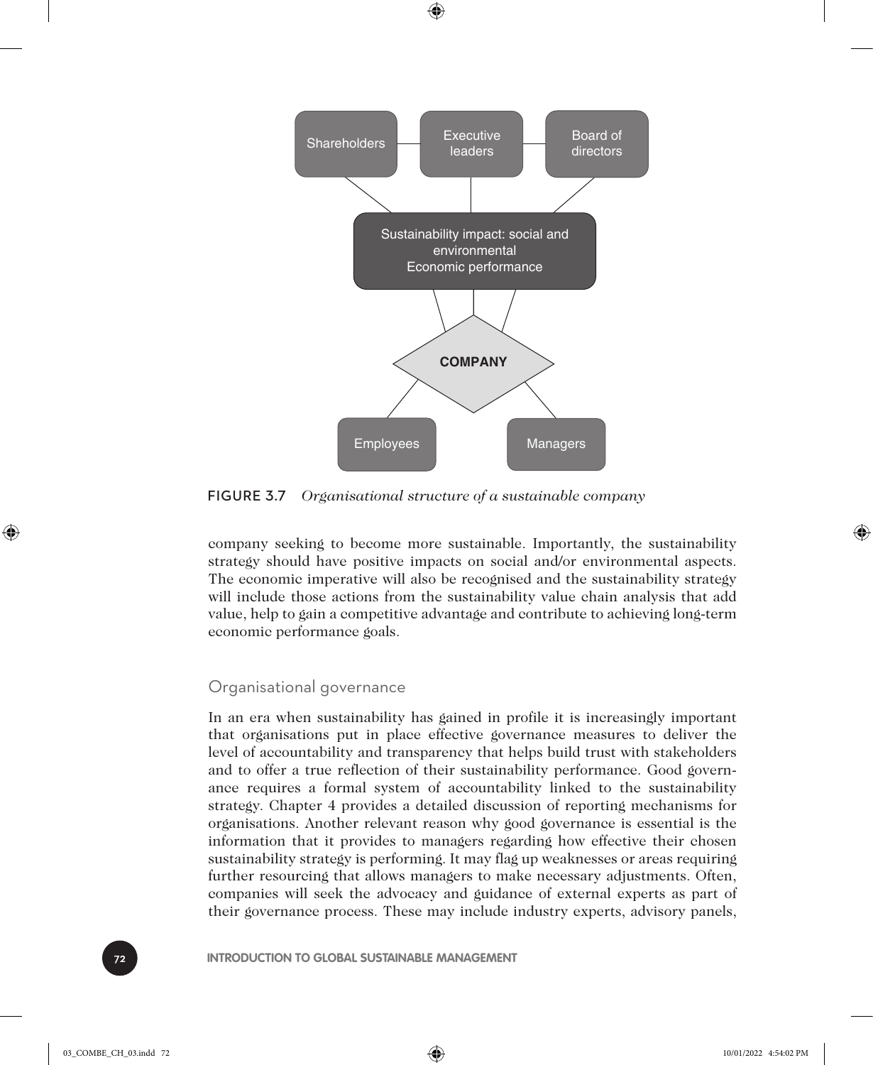FIGURE 3.7 *Organisational structure of a sustainable company*

company seeking to become more sustainable. Importantly, the sustainability strategy should have positive impacts on social and/or environmental aspects. The economic imperative will also be recognised and the sustainability strategy will include those actions from the sustainability value chain analysis that add value, help to gain a competitive advantage and contribute to achieving long-term economic performance goals.

## Organisational governance

In an era when sustainability has gained in profile it is increasingly important that organisations put in place effective governance measures to deliver the level of accountability and transparency that helps build trust with stakeholders and to offer a true reflection of their sustainability performance. Good governance requires a formal system of accountability linked to the sustainability strategy. Chapter 4 provides a detailed discussion of reporting mechanisms for organisations. Another relevant reason why good governance is essential is the information that it provides to managers regarding how effective their chosen sustainability strategy is performing. It may flag up weaknesses or areas requiring further resourcing that allows managers to make necessary adjustments. Often, companies will seek the advocacy and guidance of external experts as part of their governance process. These may include industry experts, advisory panels,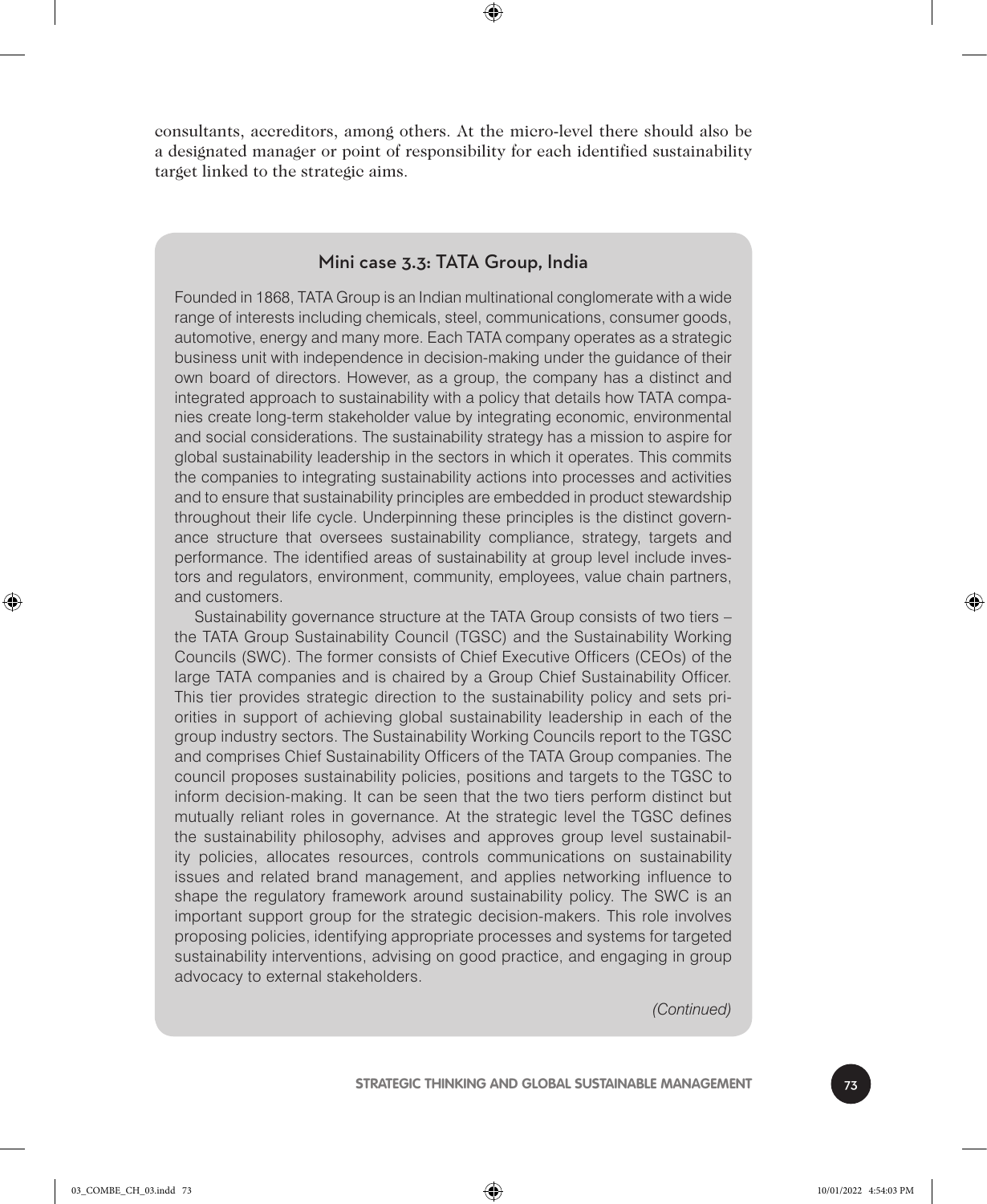consultants, accreditors, among others. At the micro-level there should also be a designated manager or point of responsibility for each identified sustainability target linked to the strategic aims.

### Mini case 3.3: TATA Group, India

Founded in 1868, TATA Group is an Indian multinational conglomerate with a wide range of interests including chemicals, steel, communications, consumer goods, automotive, energy and many more. Each TATA company operates as a strategic business unit with independence in decision-making under the guidance of their own board of directors. However, as a group, the company has a distinct and integrated approach to sustainability with a policy that details how TATA companies create long-term stakeholder value by integrating economic, environmental and social considerations. The sustainability strategy has a mission to aspire for global sustainability leadership in the sectors in which it operates. This commits the companies to integrating sustainability actions into processes and activities and to ensure that sustainability principles are embedded in product stewardship throughout their life cycle. Underpinning these principles is the distinct governance structure that oversees sustainability compliance, strategy, targets and performance. The identified areas of sustainability at group level include investors and regulators, environment, community, employees, value chain partners, and customers.

Sustainability governance structure at the TATA Group consists of two tiers – the TATA Group Sustainability Council (TGSC) and the Sustainability Working Councils (SWC). The former consists of Chief Executive Officers (CEOs) of the large TATA companies and is chaired by a Group Chief Sustainability Officer. This tier provides strategic direction to the sustainability policy and sets priorities in support of achieving global sustainability leadership in each of the group industry sectors. The Sustainability Working Councils report to the TGSC and comprises Chief Sustainability Officers of the TATA Group companies. The council proposes sustainability policies, positions and targets to the TGSC to inform decision-making. It can be seen that the two tiers perform distinct but mutually reliant roles in governance. At the strategic level the TGSC defines the sustainability philosophy, advises and approves group level sustainability policies, allocates resources, controls communications on sustainability issues and related brand management, and applies networking influence to shape the regulatory framework around sustainability policy. The SWC is an important support group for the strategic decision-makers. This role involves proposing policies, identifying appropriate processes and systems for targeted sustainability interventions, advising on good practice, and engaging in group advocacy to external stakeholders.

*(Continued)*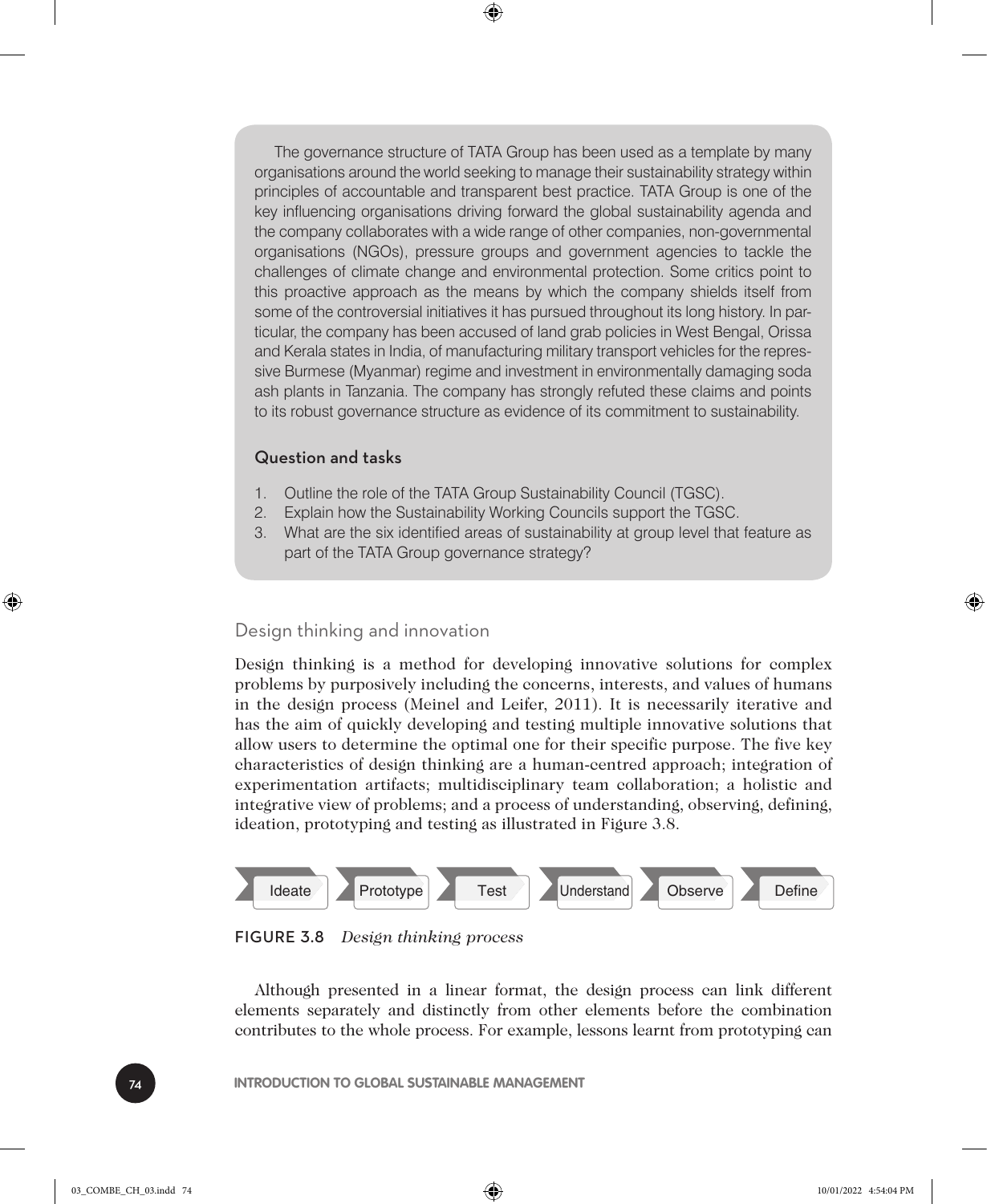The governance structure of TATA Group has been used as a template by many organisations around the world seeking to manage their sustainability strategy within principles of accountable and transparent best practice. TATA Group is one of the key influencing organisations driving forward the global sustainability agenda and the company collaborates with a wide range of other companies, non-governmental organisations (NGOs), pressure groups and government agencies to tackle the challenges of climate change and environmental protection. Some critics point to this proactive approach as the means by which the company shields itself from some of the controversial initiatives it has pursued throughout its long history. In particular, the company has been accused of land grab policies in West Bengal, Orissa and Kerala states in India, of manufacturing military transport vehicles for the repressive Burmese (Myanmar) regime and investment in environmentally damaging soda ash plants in Tanzania. The company has strongly refuted these claims and points to its robust governance structure as evidence of its commitment to sustainability.

### Question and tasks

1. Outline the role of the TATA Group Sustainability Council (TGSC).
2. Explain how the Sustainability Working Councils support the TGSC.
3. What are the six identified areas of sustainability at group level that feature as part of the TATA Group governance strategy?

## Design thinking and innovation

Design thinking is a method for developing innovative solutions for complex problems by purposively including the concerns, interests, and values of humans in the design process (Meinel and Leifer, 2011). It is necessarily iterative and has the aim of quickly developing and testing multiple innovative solutions that allow users to determine the optimal one for their specific purpose. The five key characteristics of design thinking are a human-centred approach; integration of experimentation artifacts; multidisciplinary team collaboration; a holistic and integrative view of problems; and a process of understanding, observing, defining, ideation, prototyping and testing as illustrated in Figure 3.8.

Ideate → Prototype → Test → Understand → Observe → Define

FIGURE 3.8 *Design thinking process*

Although presented in a linear format, the design process can link different elements separately and distinctly from other elements before the combination contributes to the whole process. For example, lessons learnt from prototyping can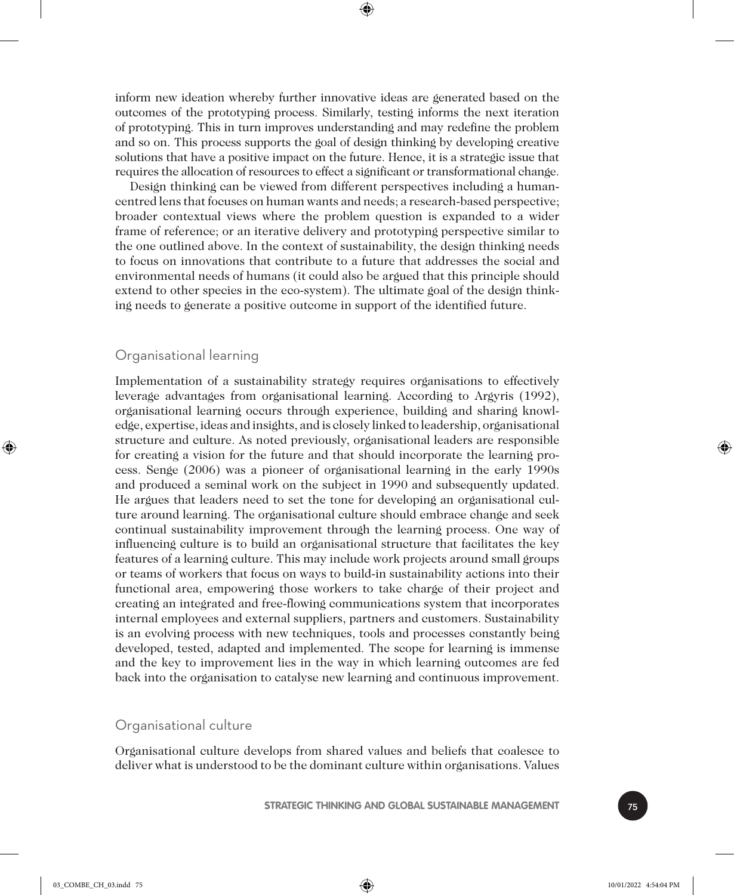inform new ideation whereby further innovative ideas are generated based on the outcomes of the prototyping process. Similarly, testing informs the next iteration of prototyping. This in turn improves understanding and may redefine the problem and so on. This process supports the goal of design thinking by developing creative solutions that have a positive impact on the future. Hence, it is a strategic issue that requires the allocation of resources to effect a significant or transformational change.

Design thinking can be viewed from different perspectives including a human-centred lens that focuses on human wants and needs; a research-based perspective; broader contextual views where the problem question is expanded to a wider frame of reference; or an iterative delivery and prototyping perspective similar to the one outlined above. In the context of sustainability, the design thinking needs to focus on innovations that contribute to a future that addresses the social and environmental needs of humans (it could also be argued that this principle should extend to other species in the eco-system). The ultimate goal of the design thinking needs to generate a positive outcome in support of the identified future.

## Organisational learning

Implementation of a sustainability strategy requires organisations to effectively leverage advantages from organisational learning. According to Argyris (1992), organisational learning occurs through experience, building and sharing knowledge, expertise, ideas and insights, and is closely linked to leadership, organisational structure and culture. As noted previously, organisational leaders are responsible for creating a vision for the future and that should incorporate the learning process. Senge (2006) was a pioneer of organisational learning in the early 1990s and produced a seminal work on the subject in 1990 and subsequently updated. He argues that leaders need to set the tone for developing an organisational culture around learning. The organisational culture should embrace change and seek continual sustainability improvement through the learning process. One way of influencing culture is to build an organisational structure that facilitates the key features of a learning culture. This may include work projects around small groups or teams of workers that focus on ways to build-in sustainability actions into their functional area, empowering those workers to take charge of their project and creating an integrated and free-flowing communications system that incorporates internal employees and external suppliers, partners and customers. Sustainability is an evolving process with new techniques, tools and processes constantly being developed, tested, adapted and implemented. The scope for learning is immense and the key to improvement lies in the way in which learning outcomes are fed back into the organisation to catalyse new learning and continuous improvement.

## Organisational culture

Organisational culture develops from shared values and beliefs that coalesce to deliver what is understood to be the dominant culture within organisations. Values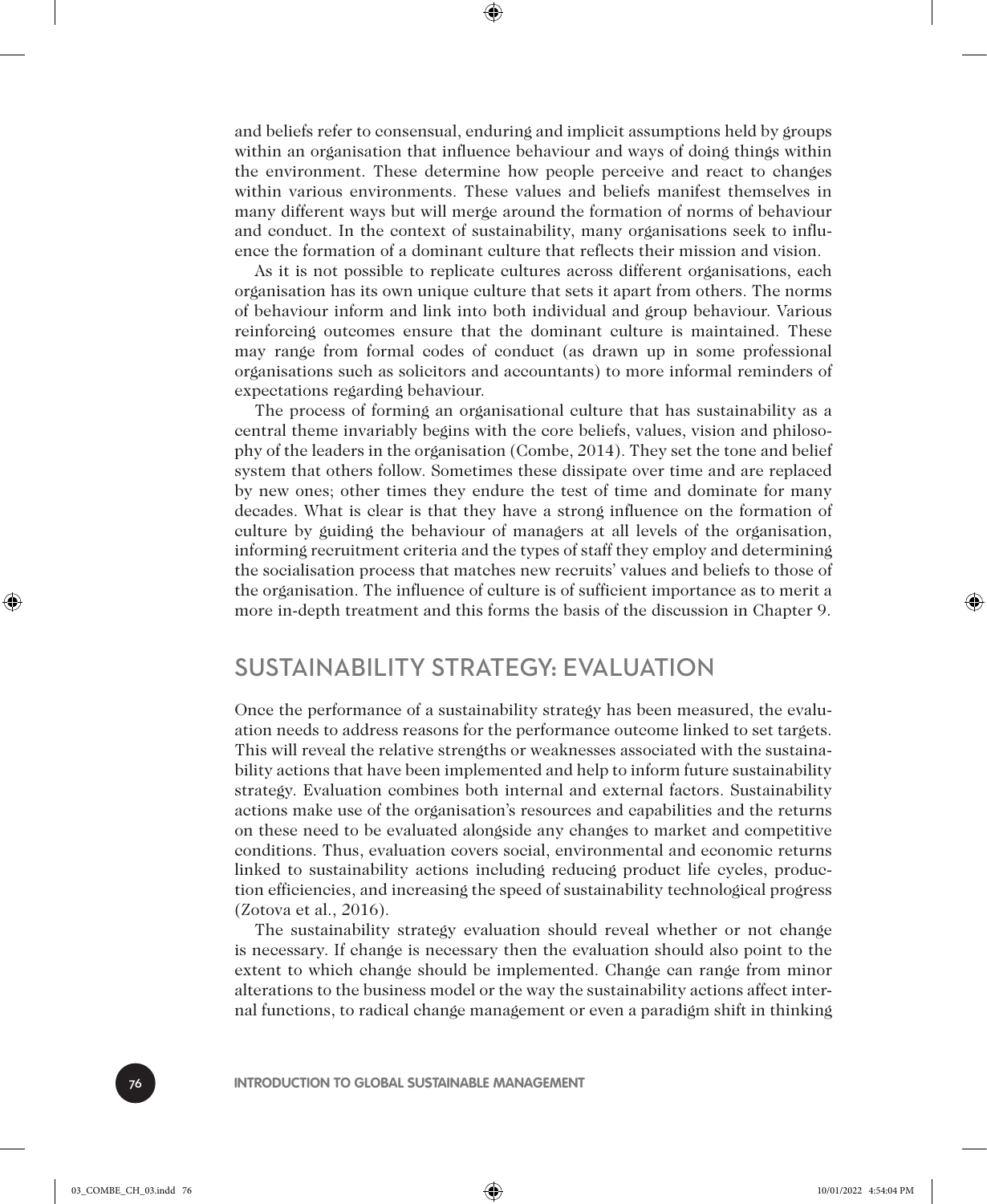and beliefs refer to consensual, enduring and implicit assumptions held by groups within an organisation that influence behaviour and ways of doing things within the environment. These determine how people perceive and react to changes within various environments. These values and beliefs manifest themselves in many different ways but will merge around the formation of norms of behaviour and conduct. In the context of sustainability, many organisations seek to influence the formation of a dominant culture that reflects their mission and vision.

As it is not possible to replicate cultures across different organisations, each organisation has its own unique culture that sets it apart from others. The norms of behaviour inform and link into both individual and group behaviour. Various reinforcing outcomes ensure that the dominant culture is maintained. These may range from formal codes of conduct (as drawn up in some professional organisations such as solicitors and accountants) to more informal reminders of expectations regarding behaviour.

The process of forming an organisational culture that has sustainability as a central theme invariably begins with the core beliefs, values, vision and philosophy of the leaders in the organisation (Combe, 2014). They set the tone and belief system that others follow. Sometimes these dissipate over time and are replaced by new ones; other times they endure the test of time and dominate for many decades. What is clear is that they have a strong influence on the formation of culture by guiding the behaviour of managers at all levels of the organisation, informing recruitment criteria and the types of staff they employ and determining the socialisation process that matches new recruits' values and beliefs to those of the organisation. The influence of culture is of sufficient importance as to merit a more in-depth treatment and this forms the basis of the discussion in Chapter 9.

## SUSTAINABILITY STRATEGY: EVALUATION

Once the performance of a sustainability strategy has been measured, the evaluation needs to address reasons for the performance outcome linked to set targets. This will reveal the relative strengths or weaknesses associated with the sustainability actions that have been implemented and help to inform future sustainability strategy. Evaluation combines both internal and external factors. Sustainability actions make use of the organisation's resources and capabilities and the returns on these need to be evaluated alongside any changes to market and competitive conditions. Thus, evaluation covers social, environmental and economic returns linked to sustainability actions including reducing product life cycles, production efficiencies, and increasing the speed of sustainability technological progress (Zotova et al., 2016).

The sustainability strategy evaluation should reveal whether or not change is necessary. If change is necessary then the evaluation should also point to the extent to which change should be implemented. Change can range from minor alterations to the business model or the way the sustainability actions affect internal functions, to radical change management or even a paradigm shift in thinking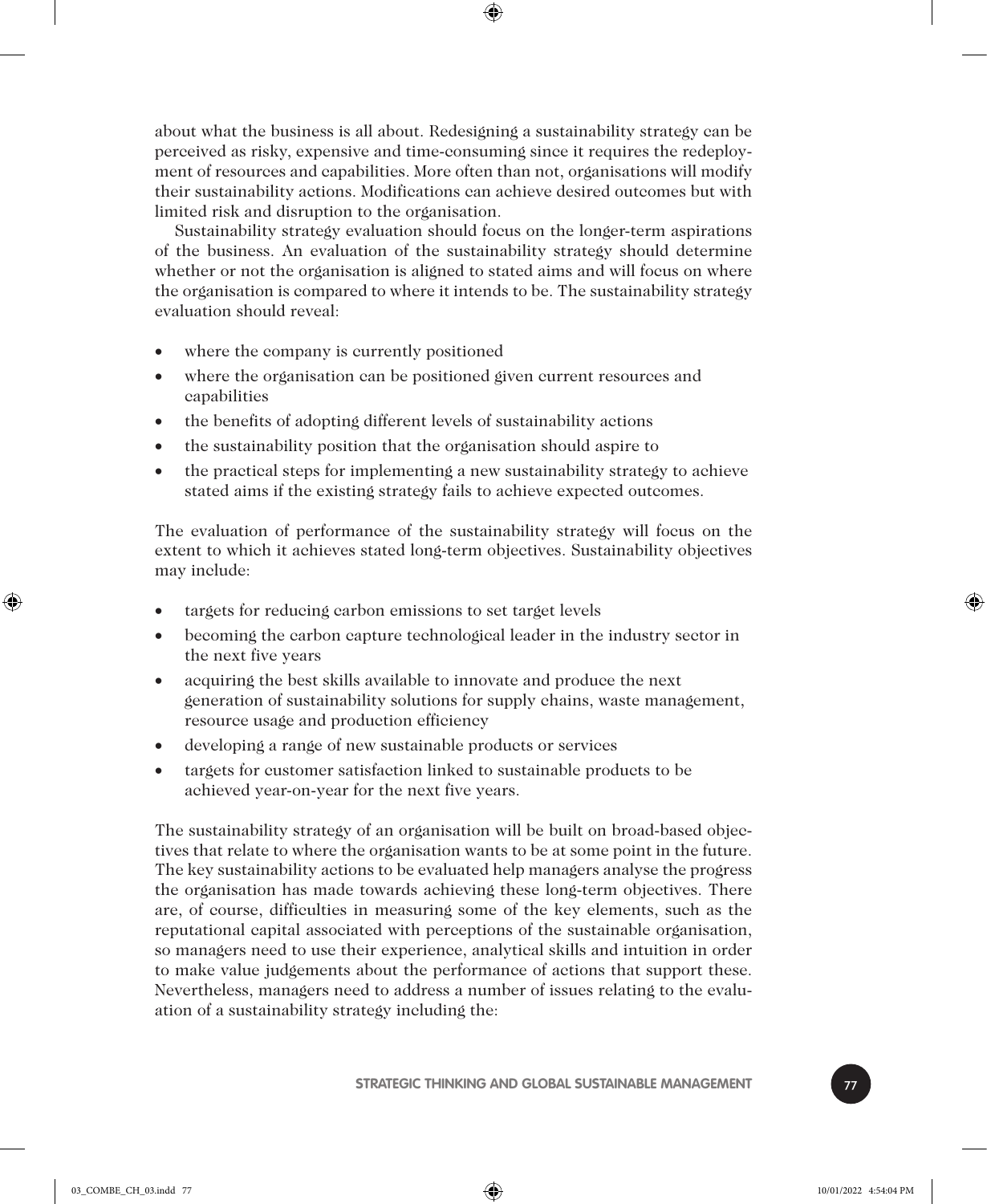about what the business is all about. Redesigning a sustainability strategy can be perceived as risky, expensive and time-consuming since it requires the redeployment of resources and capabilities. More often than not, organisations will modify their sustainability actions. Modifications can achieve desired outcomes but with limited risk and disruption to the organisation.

Sustainability strategy evaluation should focus on the longer-term aspirations of the business. An evaluation of the sustainability strategy should determine whether or not the organisation is aligned to stated aims and will focus on where the organisation is compared to where it intends to be. The sustainability strategy evaluation should reveal:

- where the company is currently positioned
- where the organisation can be positioned given current resources and capabilities
- the benefits of adopting different levels of sustainability actions
- the sustainability position that the organisation should aspire to
- the practical steps for implementing a new sustainability strategy to achieve stated aims if the existing strategy fails to achieve expected outcomes.

The evaluation of performance of the sustainability strategy will focus on the extent to which it achieves stated long-term objectives. Sustainability objectives may include:

- targets for reducing carbon emissions to set target levels
- becoming the carbon capture technological leader in the industry sector in the next five years
- acquiring the best skills available to innovate and produce the next generation of sustainability solutions for supply chains, waste management, resource usage and production efficiency
- developing a range of new sustainable products or services
- targets for customer satisfaction linked to sustainable products to be achieved year-on-year for the next five years.

The sustainability strategy of an organisation will be built on broad-based objectives that relate to where the organisation wants to be at some point in the future. The key sustainability actions to be evaluated help managers analyse the progress the organisation has made towards achieving these long-term objectives. There are, of course, difficulties in measuring some of the key elements, such as the reputational capital associated with perceptions of the sustainable organisation, so managers need to use their experience, analytical skills and intuition in order to make value judgements about the performance of actions that support these. Nevertheless, managers need to address a number of issues relating to the evaluation of a sustainability strategy including the: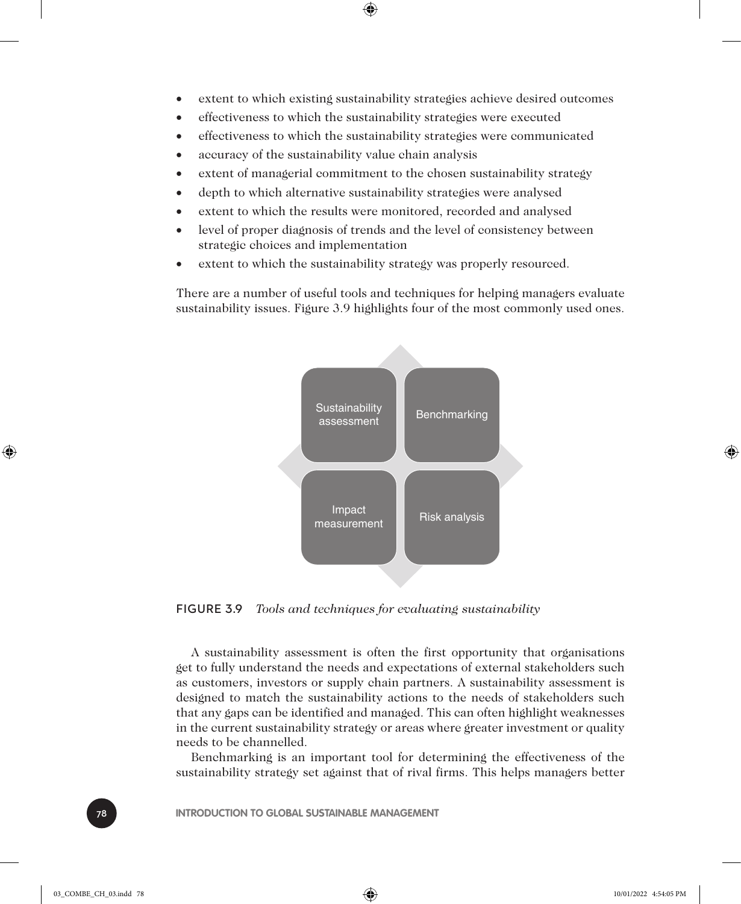- extent to which existing sustainability strategies achieve desired outcomes
- effectiveness to which the sustainability strategies were executed
- effectiveness to which the sustainability strategies were communicated
- accuracy of the sustainability value chain analysis
- extent of managerial commitment to the chosen sustainability strategy
- depth to which alternative sustainability strategies were analysed
- extent to which the results were monitored, recorded and analysed
- level of proper diagnosis of trends and the level of consistency between strategic choices and implementation
- extent to which the sustainability strategy was properly resourced.

There are a number of useful tools and techniques for helping managers evaluate sustainability issues. Figure 3.9 highlights four of the most commonly used ones.

| Sustainability assessment | Benchmarking |
|---|---|
| Impact measurement | Risk analysis |

FIGURE 3.9 *Tools and techniques for evaluating sustainability*

A sustainability assessment is often the first opportunity that organisations get to fully understand the needs and expectations of external stakeholders such as customers, investors or supply chain partners. A sustainability assessment is designed to match the sustainability actions to the needs of stakeholders such that any gaps can be identified and managed. This can often highlight weaknesses in the current sustainability strategy or areas where greater investment or quality needs to be channelled.

Benchmarking is an important tool for determining the effectiveness of the sustainability strategy set against that of rival firms. This helps managers better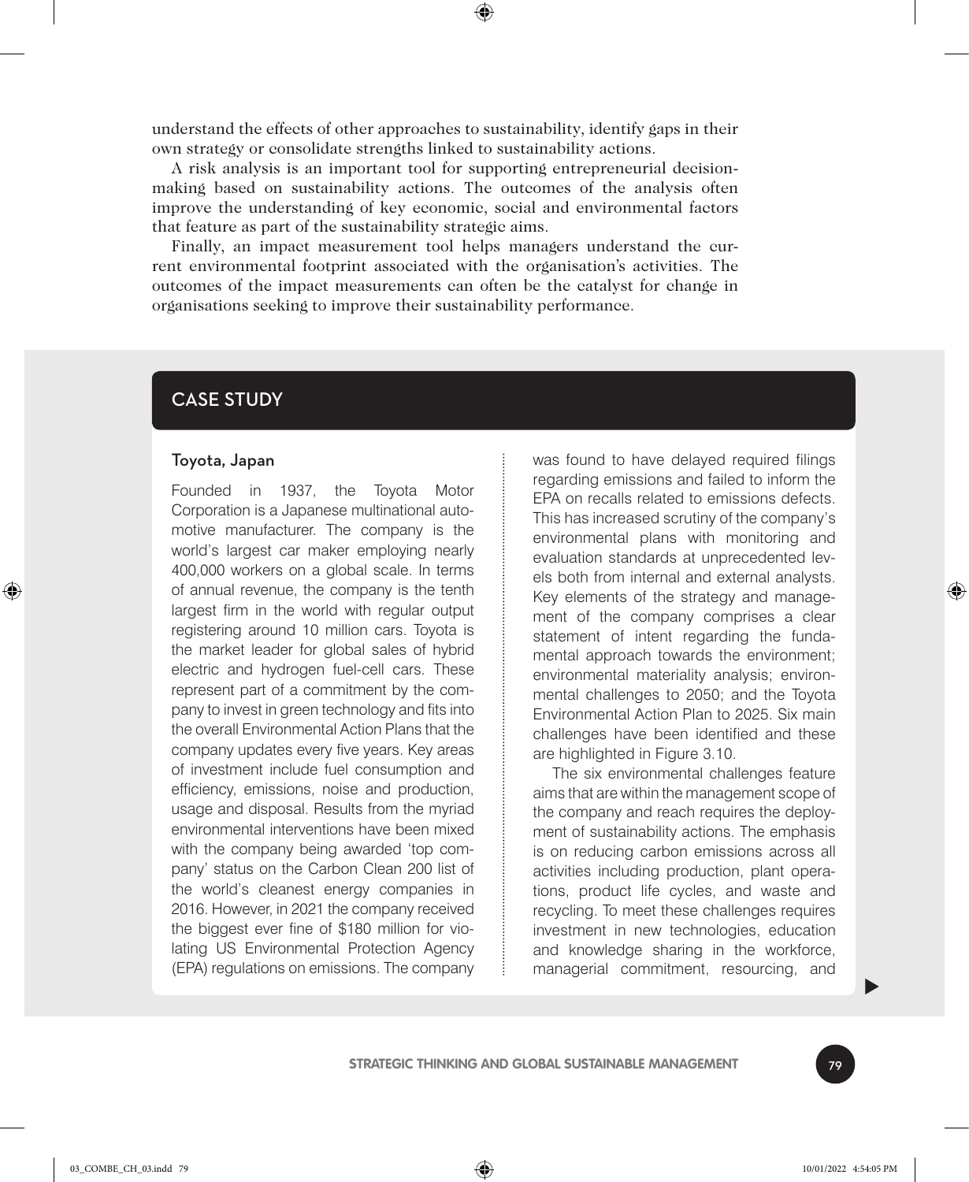understand the effects of other approaches to sustainability, identify gaps in their own strategy or consolidate strengths linked to sustainability actions.

A risk analysis is an important tool for supporting entrepreneurial decision-making based on sustainability actions. The outcomes of the analysis often improve the understanding of key economic, social and environmental factors that feature as part of the sustainability strategic aims.

Finally, an impact measurement tool helps managers understand the current environmental footprint associated with the organisation's activities. The outcomes of the impact measurements can often be the catalyst for change in organisations seeking to improve their sustainability performance.

## CASE STUDY

### Toyota, Japan

Founded in 1937, the Toyota Motor Corporation is a Japanese multinational automotive manufacturer. The company is the world's largest car maker employing nearly 400,000 workers on a global scale. In terms of annual revenue, the company is the tenth largest firm in the world with regular output registering around 10 million cars. Toyota is the market leader for global sales of hybrid electric and hydrogen fuel-cell cars. These represent part of a commitment by the company to invest in green technology and fits into the overall Environmental Action Plans that the company updates every five years. Key areas of investment include fuel consumption and efficiency, emissions, noise and production, usage and disposal. Results from the myriad environmental interventions have been mixed with the company being awarded 'top company' status on the Carbon Clean 200 list of the world's cleanest energy companies in 2016. However, in 2021 the company received the biggest ever fine of $180 million for violating US Environmental Protection Agency (EPA) regulations on emissions. The company was found to have delayed required filings regarding emissions and failed to inform the EPA on recalls related to emissions defects. This has increased scrutiny of the company's environmental plans with monitoring and evaluation standards at unprecedented levels both from internal and external analysts. Key elements of the strategy and management of the company comprises a clear statement of intent regarding the fundamental approach towards the environment; environmental materiality analysis; environmental challenges to 2050; and the Toyota Environmental Action Plan to 2025. Six main challenges have been identified and these are highlighted in Figure 3.10.

The six environmental challenges feature aims that are within the management scope of the company and reach requires the deployment of sustainability actions. The emphasis is on reducing carbon emissions across all activities including production, plant operations, product life cycles, and waste and recycling. To meet these challenges requires investment in new technologies, education and knowledge sharing in the workforce, managerial commitment, resourcing, and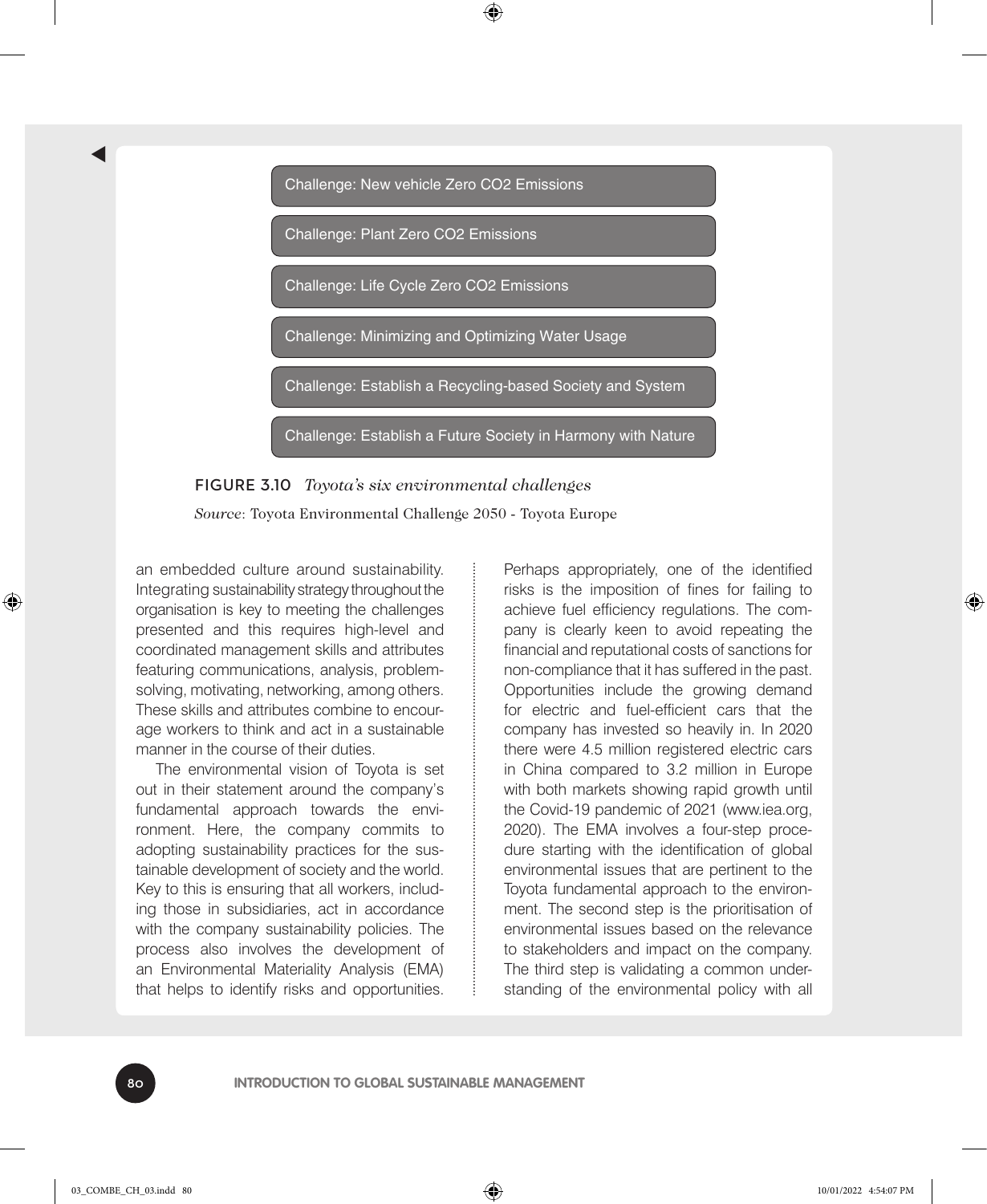Challenge: New vehicle Zero $CO_2$ Emissions

Challenge: Plant Zero $CO_2$ Emissions

Challenge: Life Cycle Zero $CO_2$ Emissions

Challenge: Minimizing and Optimizing Water Usage

Challenge: Establish a Recycling-based Society and System

Challenge: Establish a Future Society in Harmony with Nature

**FIGURE 3.10** *Toyota's six environmental challenges*

*Source*: Toyota Environmental Challenge 2050 - Toyota Europe

an embedded culture around sustainability. Integrating sustainability strategy throughout the organisation is key to meeting the challenges presented and this requires high-level and coordinated management skills and attributes featuring communications, analysis, problem-solving, motivating, networking, among others. These skills and attributes combine to encourage workers to think and act in a sustainable manner in the course of their duties.

The environmental vision of Toyota is set out in their statement around the company's fundamental approach towards the environment. Here, the company commits to adopting sustainability practices for the sustainable development of society and the world. Key to this is ensuring that all workers, including those in subsidiaries, act in accordance with the company sustainability policies. The process also involves the development of an Environmental Materiality Analysis (EMA) that helps to identify risks and opportunities. Perhaps appropriately, one of the identified risks is the imposition of fines for failing to achieve fuel efficiency regulations. The company is clearly keen to avoid repeating the financial and reputational costs of sanctions for non-compliance that it has suffered in the past. Opportunities include the growing demand for electric and fuel-efficient cars that the company has invested so heavily in. In 2020 there were 4.5 million registered electric cars in China compared to 3.2 million in Europe with both markets showing rapid growth until the Covid-19 pandemic of 2021 (www.iea.org, 2020). The EMA involves a four-step procedure starting with the identification of global environmental issues that are pertinent to the Toyota fundamental approach to the environment. The second step is the prioritisation of environmental issues based on the relevance to stakeholders and impact on the company. The third step is validating a common understanding of the environmental policy with all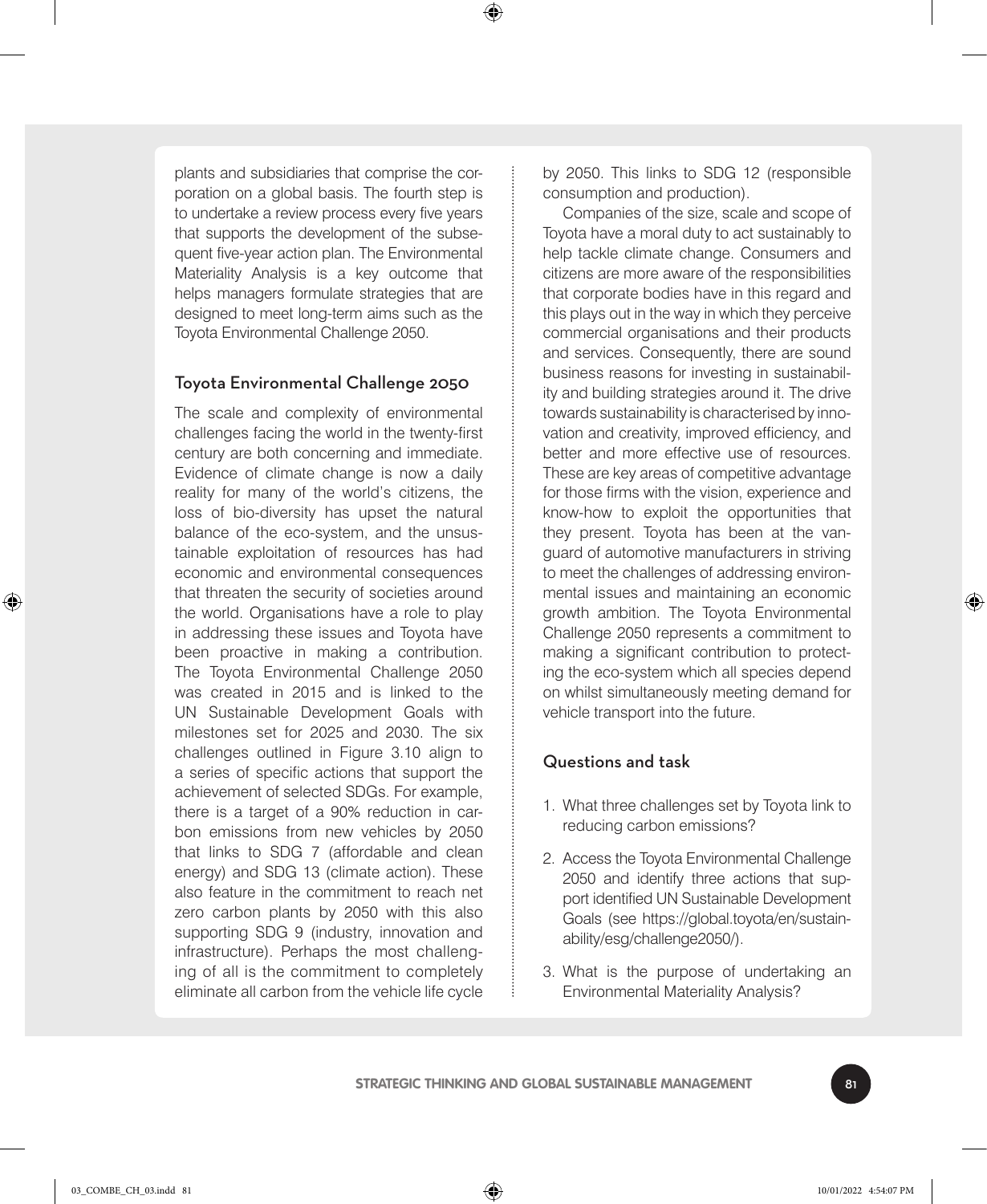plants and subsidiaries that comprise the corporation on a global basis. The fourth step is to undertake a review process every five years that supports the development of the subsequent five-year action plan. The Environmental Materiality Analysis is a key outcome that helps managers formulate strategies that are designed to meet long-term aims such as the Toyota Environmental Challenge 2050.

### Toyota Environmental Challenge 2050

The scale and complexity of environmental challenges facing the world in the twenty-first century are both concerning and immediate. Evidence of climate change is now a daily reality for many of the world's citizens, the loss of bio-diversity has upset the natural balance of the eco-system, and the unsustainable exploitation of resources has had economic and environmental consequences that threaten the security of societies around the world. Organisations have a role to play in addressing these issues and Toyota have been proactive in making a contribution. The Toyota Environmental Challenge 2050 was created in 2015 and is linked to the UN Sustainable Development Goals with milestones set for 2025 and 2030. The six challenges outlined in Figure 3.10 align to a series of specific actions that support the achievement of selected SDGs. For example, there is a target of a 90% reduction in carbon emissions from new vehicles by 2050 that links to SDG 7 (affordable and clean energy) and SDG 13 (climate action). These also feature in the commitment to reach net zero carbon plants by 2050 with this also supporting SDG 9 (industry, innovation and infrastructure). Perhaps the most challenging of all is the commitment to completely eliminate all carbon from the vehicle life cycle by 2050. This links to SDG 12 (responsible consumption and production).

Companies of the size, scale and scope of Toyota have a moral duty to act sustainably to help tackle climate change. Consumers and citizens are more aware of the responsibilities that corporate bodies have in this regard and this plays out in the way in which they perceive commercial organisations and their products and services. Consequently, there are sound business reasons for investing in sustainability and building strategies around it. The drive towards sustainability is characterised by innovation and creativity, improved efficiency, and better and more effective use of resources. These are key areas of competitive advantage for those firms with the vision, experience and know-how to exploit the opportunities that they present. Toyota has been at the vanguard of automotive manufacturers in striving to meet the challenges of addressing environmental issues and maintaining an economic growth ambition. The Toyota Environmental Challenge 2050 represents a commitment to making a significant contribution to protecting the eco-system which all species depend on whilst simultaneously meeting demand for vehicle transport into the future.

### Questions and task

1. What three challenges set by Toyota link to reducing carbon emissions?
2. Access the Toyota Environmental Challenge 2050 and identify three actions that support identified UN Sustainable Development Goals (see https://global.toyota/en/sustainability/esg/challenge2050/).
3. What is the purpose of undertaking an Environmental Materiality Analysis?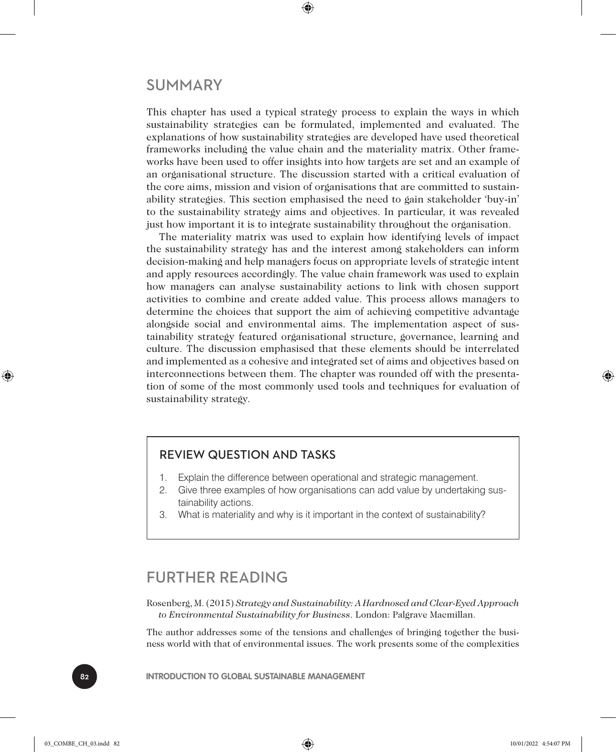## SUMMARY

This chapter has used a typical strategy process to explain the ways in which sustainability strategies can be formulated, implemented and evaluated. The explanations of how sustainability strategies are developed have used theoretical frameworks including the value chain and the materiality matrix. Other frameworks have been used to offer insights into how targets are set and an example of an organisational structure. The discussion started with a critical evaluation of the core aims, mission and vision of organisations that are committed to sustainability strategies. This section emphasised the need to gain stakeholder 'buy-in' to the sustainability strategy aims and objectives. In particular, it was revealed just how important it is to integrate sustainability throughout the organisation.

The materiality matrix was used to explain how identifying levels of impact the sustainability strategy has and the interest among stakeholders can inform decision-making and help managers focus on appropriate levels of strategic intent and apply resources accordingly. The value chain framework was used to explain how managers can analyse sustainability actions to link with chosen support activities to combine and create added value. This process allows managers to determine the choices that support the aim of achieving competitive advantage alongside social and environmental aims. The implementation aspect of sustainability strategy featured organisational structure, governance, learning and culture. The discussion emphasised that these elements should be interrelated and implemented as a cohesive and integrated set of aims and objectives based on interconnections between them. The chapter was rounded off with the presentation of some of the most commonly used tools and techniques for evaluation of sustainability strategy.

### REVIEW QUESTION AND TASKS

1. Explain the difference between operational and strategic management.
2. Give three examples of how organisations can add value by undertaking sustainability actions.
3. What is materiality and why is it important in the context of sustainability?

## FURTHER READING

Rosenberg, M. (2015) *Strategy and Sustainability: A Hardnosed and Clear-Eyed Approach to Environmental Sustainability for Business*. London: Palgrave Macmillan.

The author addresses some of the tensions and challenges of bringing together the business world with that of environmental issues. The work presents some of the complexities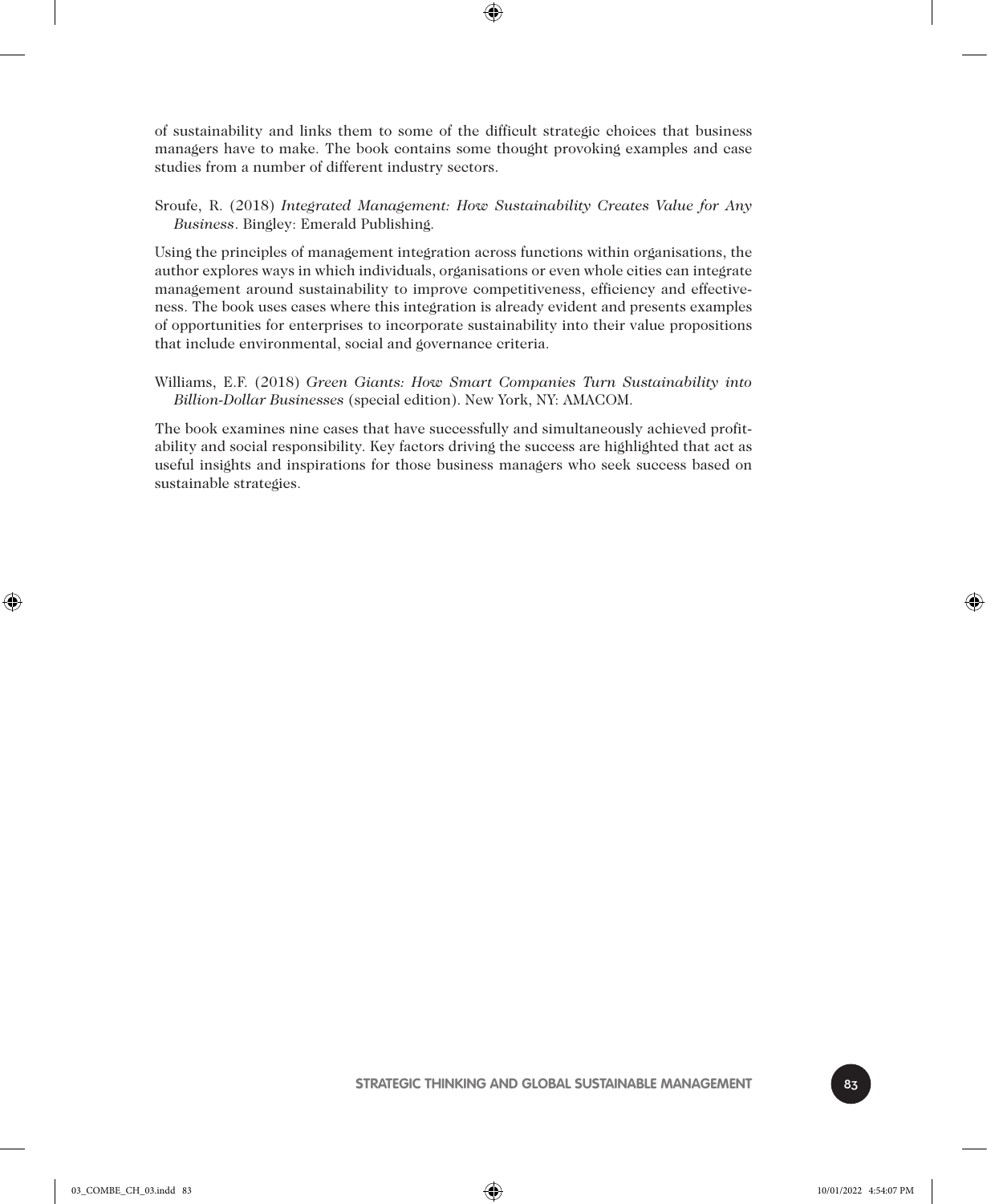of sustainability and links them to some of the difficult strategic choices that business managers have to make. The book contains some thought provoking examples and case studies from a number of different industry sectors.

Sroufe, R. (2018) *Integrated Management: How Sustainability Creates Value for Any Business*. Bingley: Emerald Publishing.

Using the principles of management integration across functions within organisations, the author explores ways in which individuals, organisations or even whole cities can integrate management around sustainability to improve competitiveness, efficiency and effectiveness. The book uses cases where this integration is already evident and presents examples of opportunities for enterprises to incorporate sustainability into their value propositions that include environmental, social and governance criteria.

Williams, E.F. (2018) *Green Giants: How Smart Companies Turn Sustainability into Billion-Dollar Businesses* (special edition). New York, NY: AMACOM.

The book examines nine cases that have successfully and simultaneously achieved profitability and social responsibility. Key factors driving the success are highlighted that act as useful insights and inspirations for those business managers who seek success based on sustainable strategies.